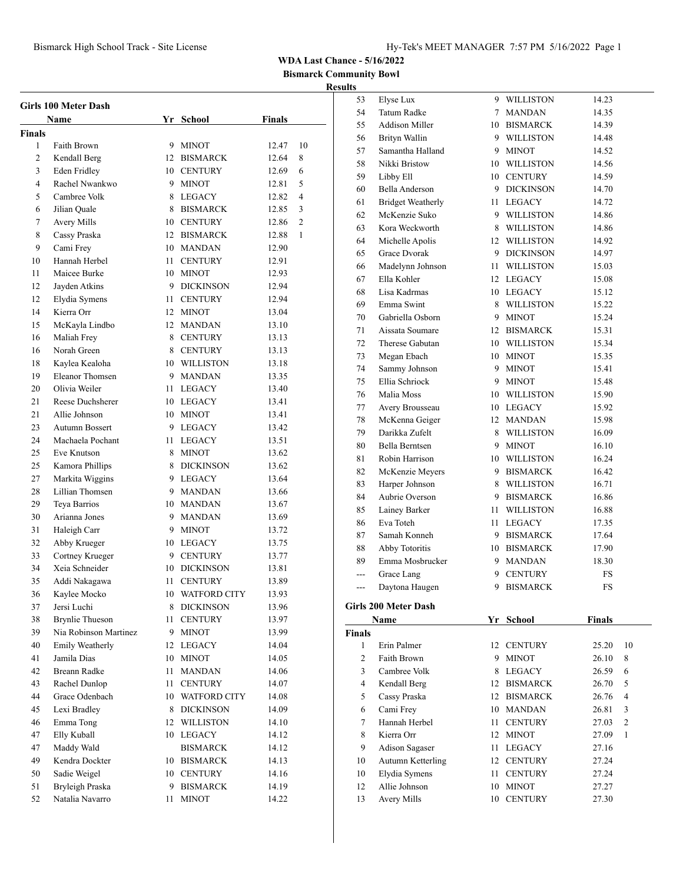# WDA Last Chance - 5/16/2022

## Bismarck Community Bowl

### Results

#### Girls 100 Meter Dash

| | Name | Yr | School | Finals | |
|---|---|---|---|---|---|
| **Finals** | | | | | |
| 1 | Faith Brown | 9 | MINOT | 12.47 | 10 |
| 2 | Kendall Berg | 12 | BISMARCK | 12.64 | 8 |
| 3 | Eden Fridley | 10 | CENTURY | 12.69 | 6 |
| 4 | Rachel Nwankwo | 9 | MINOT | 12.81 | 5 |
| 5 | Cambree Volk | 8 | LEGACY | 12.82 | 4 |
| 6 | Jilian Quale | 8 | BISMARCK | 12.85 | 3 |
| 7 | Avery Mills | 10 | CENTURY | 12.86 | 2 |
| 8 | Cassy Praska | 12 | BISMARCK | 12.88 | 1 |
| 9 | Cami Frey | 10 | MANDAN | 12.90 | |
| 10 | Hannah Herbel | 11 | CENTURY | 12.91 | |
| 11 | Maicee Burke | 10 | MINOT | 12.93 | |
| 12 | Jayden Atkins | 9 | DICKINSON | 12.94 | |
| 12 | Elydia Symens | 11 | CENTURY | 12.94 | |
| 14 | Kierra Orr | 12 | MINOT | 13.04 | |
| 15 | McKayla Lindbo | 12 | MANDAN | 13.10 | |
| 16 | Maliah Frey | 8 | CENTURY | 13.13 | |
| 16 | Norah Green | 8 | CENTURY | 13.13 | |
| 18 | Kaylea Kealoha | 10 | WILLISTON | 13.18 | |
| 19 | Eleanor Thomsen | 9 | MANDAN | 13.35 | |
| 20 | Olivia Weiler | 11 | LEGACY | 13.40 | |
| 21 | Reese Duchsherer | 10 | LEGACY | 13.41 | |
| 21 | Allie Johnson | 10 | MINOT | 13.41 | |
| 23 | Autumn Bossert | 9 | LEGACY | 13.42 | |
| 24 | Machaela Pochant | 11 | LEGACY | 13.51 | |
| 25 | Eve Knutson | 8 | MINOT | 13.62 | |
| 25 | Kamora Phillips | 8 | DICKINSON | 13.62 | |
| 27 | Markita Wiggins | 9 | LEGACY | 13.64 | |
| 28 | Lillian Thomsen | 9 | MANDAN | 13.66 | |
| 29 | Teya Barrios | 10 | MANDAN | 13.67 | |
| 30 | Arianna Jones | 9 | MANDAN | 13.69 | |
| 31 | Haleigh Carr | 9 | MINOT | 13.72 | |
| 32 | Abby Krueger | 10 | LEGACY | 13.75 | |
| 33 | Cortney Krueger | 9 | CENTURY | 13.77 | |
| 34 | Xeia Schneider | 10 | DICKINSON | 13.81 | |
| 35 | Addi Nakagawa | 11 | CENTURY | 13.89 | |
| 36 | Kaylee Mocko | 10 | WATFORD CITY | 13.93 | |
| 37 | Jersi Luchi | 8 | DICKINSON | 13.96 | |
| 38 | Brynlie Thueson | 11 | CENTURY | 13.97 | |
| 39 | Nia Robinson Martinez | 9 | MINOT | 13.99 | |
| 40 | Emily Weatherly | 12 | LEGACY | 14.04 | |
| 41 | Jamila Dias | 10 | MINOT | 14.05 | |
| 42 | Breann Radke | 11 | MANDAN | 14.06 | |
| 43 | Rachel Dunlop | 11 | CENTURY | 14.07 | |
| 44 | Grace Odenbach | 10 | WATFORD CITY | 14.08 | |
| 45 | Lexi Bradley | 8 | DICKINSON | 14.09 | |
| 46 | Emma Tong | 12 | WILLISTON | 14.10 | |
| 47 | Elly Kuball | 10 | LEGACY | 14.12 | |
| 47 | Maddy Wald | | BISMARCK | 14.12 | |
| 49 | Kendra Dockter | 10 | BISMARCK | 14.13 | |
| 50 | Sadie Weigel | 10 | CENTURY | 14.16 | |
| 51 | Bryleigh Praska | 9 | BISMARCK | 14.19 | |
| 52 | Natalia Navarro | 11 | MINOT | 14.22 | |
| 53 | Elyse Lux | 9 | WILLISTON | 14.23 | |
| 54 | Tatum Radke | 7 | MANDAN | 14.35 | |
| 55 | Addison Miller | 10 | BISMARCK | 14.39 | |
| 56 | Brityn Wallin | 9 | WILLISTON | 14.48 | |
| 57 | Samantha Halland | 9 | MINOT | 14.52 | |
| 58 | Nikki Bristow | 10 | WILLISTON | 14.56 | |
| 59 | Libby Ell | 10 | CENTURY | 14.59 | |
| 60 | Bella Anderson | 9 | DICKINSON | 14.70 | |
| 61 | Bridget Weatherly | 11 | LEGACY | 14.72 | |
| 62 | McKenzie Suko | 9 | WILLISTON | 14.86 | |
| 63 | Kora Weckworth | 8 | WILLISTON | 14.86 | |
| 64 | Michelle Apolis | 12 | WILLISTON | 14.92 | |
| 65 | Grace Dvorak | 9 | DICKINSON | 14.97 | |
| 66 | Madelynn Johnson | 11 | WILLISTON | 15.03 | |
| 67 | Ella Kohler | 12 | LEGACY | 15.08 | |
| 68 | Lisa Kadrmas | 10 | LEGACY | 15.12 | |
| 69 | Emma Swint | 8 | WILLISTON | 15.22 | |
| 70 | Gabriella Osborn | 9 | MINOT | 15.24 | |
| 71 | Aissata Soumare | 12 | BISMARCK | 15.31 | |
| 72 | Therese Gabutan | 10 | WILLISTON | 15.34 | |
| 73 | Megan Ebach | 10 | MINOT | 15.35 | |
| 74 | Sammy Johnson | 9 | MINOT | 15.41 | |
| 75 | Ellia Schriock | 9 | MINOT | 15.48 | |
| 76 | Malia Moss | 10 | WILLISTON | 15.90 | |
| 77 | Avery Brousseau | 10 | LEGACY | 15.92 | |
| 78 | McKenna Geiger | 12 | MANDAN | 15.98 | |
| 79 | Darikka Zufelt | 8 | WILLISTON | 16.09 | |
| 80 | Bella Berntsen | 9 | MINOT | 16.10 | |
| 81 | Robin Harrison | 10 | WILLISTON | 16.24 | |
| 82 | McKenzie Meyers | 9 | BISMARCK | 16.42 | |
| 83 | Harper Johnson | 8 | WILLISTON | 16.71 | |
| 84 | Aubrie Overson | 9 | BISMARCK | 16.86 | |
| 85 | Lainey Barker | 11 | WILLISTON | 16.88 | |
| 86 | Eva Toteh | 11 | LEGACY | 17.35 | |
| 87 | Samah Konneh | 9 | BISMARCK | 17.64 | |
| 88 | Abby Totoritis | 10 | BISMARCK | 17.90 | |
| 89 | Emma Mosbrucker | 9 | MANDAN | 18.30 | |
| --- | Grace Lang | 9 | CENTURY | FS | |
| --- | Daytona Haugen | 9 | BISMARCK | FS | |

#### Girls 200 Meter Dash

| | Name | Yr | School | Finals | |
|---|---|---|---|---|---|
| **Finals** | | | | | |
| 1 | Erin Palmer | 12 | CENTURY | 25.20 | 10 |
| 2 | Faith Brown | 9 | MINOT | 26.10 | 8 |
| 3 | Cambree Volk | 8 | LEGACY | 26.59 | 6 |
| 4 | Kendall Berg | 12 | BISMARCK | 26.70 | 5 |
| 5 | Cassy Praska | 12 | BISMARCK | 26.76 | 4 |
| 6 | Cami Frey | 10 | MANDAN | 26.81 | 3 |
| 7 | Hannah Herbel | 11 | CENTURY | 27.03 | 2 |
| 8 | Kierra Orr | 12 | MINOT | 27.09 | 1 |
| 9 | Adison Sagaser | 11 | LEGACY | 27.16 | |
| 10 | Autumn Ketterling | 12 | CENTURY | 27.24 | |
| 10 | Elydia Symens | 11 | CENTURY | 27.24 | |
| 12 | Allie Johnson | 10 | MINOT | 27.27 | |
| 13 | Avery Mills | 10 | CENTURY | 27.30 | |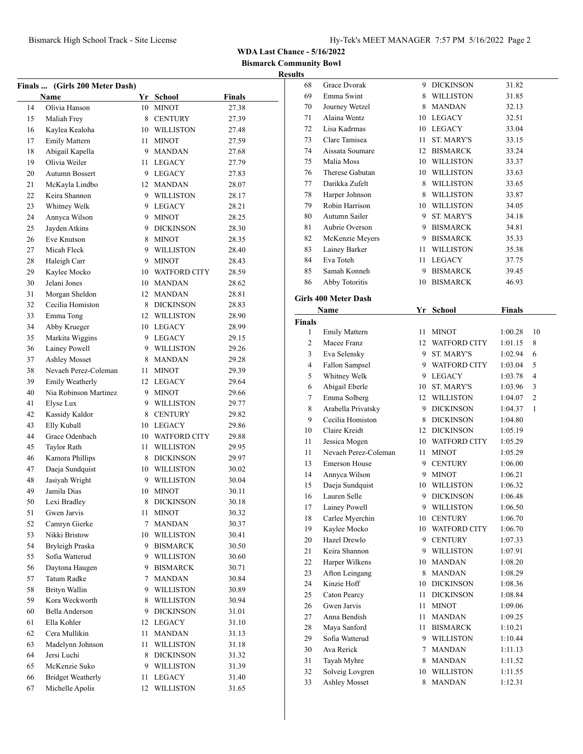**WDA Last Chance - 5/16/2022**

**Bismarck Community Bowl**

**Results**

### Finals ... (Girls 200 Meter Dash)

| | Name | Yr | School | Finals |
|---|---|---|---|---|
| 14 | Olivia Hanson | 10 | MINOT | 27.38 |
| 15 | Maliah Frey | 8 | CENTURY | 27.39 |
| 16 | Kaylea Kealoha | 10 | WILLISTON | 27.48 |
| 17 | Emily Mattern | 11 | MINOT | 27.59 |
| 18 | Abigail Kapella | 9 | MANDAN | 27.68 |
| 19 | Olivia Weiler | 11 | LEGACY | 27.79 |
| 20 | Autumn Bossert | 9 | LEGACY | 27.83 |
| 21 | McKayla Lindbo | 12 | MANDAN | 28.07 |
| 22 | Keira Shannon | 9 | WILLISTON | 28.17 |
| 23 | Whitney Welk | 9 | LEGACY | 28.21 |
| 24 | Annyca Wilson | 9 | MINOT | 28.25 |
| 25 | Jayden Atkins | 9 | DICKINSON | 28.30 |
| 26 | Eve Knutson | 8 | MINOT | 28.35 |
| 27 | Micah Fleck | 9 | WILLISTON | 28.40 |
| 28 | Haleigh Carr | 9 | MINOT | 28.43 |
| 29 | Kaylee Mocko | 10 | WATFORD CITY | 28.59 |
| 30 | Jelani Jones | 10 | MANDAN | 28.62 |
| 31 | Morgan Sheldon | 12 | MANDAN | 28.81 |
| 32 | Cecilia Homiston | 8 | DICKINSON | 28.83 |
| 33 | Emma Tong | 12 | WILLISTON | 28.90 |
| 34 | Abby Krueger | 10 | LEGACY | 28.99 |
| 35 | Markita Wiggins | 9 | LEGACY | 29.15 |
| 36 | Lainey Powell | 9 | WILLISTON | 29.26 |
| 37 | Ashley Mosset | 8 | MANDAN | 29.28 |
| 38 | Nevaeh Perez-Coleman | 11 | MINOT | 29.39 |
| 39 | Emily Weatherly | 12 | LEGACY | 29.64 |
| 40 | Nia Robinson Martinez | 9 | MINOT | 29.66 |
| 41 | Elyse Lux | 9 | WILLISTON | 29.77 |
| 42 | Kassidy Kaldor | 8 | CENTURY | 29.82 |
| 43 | Elly Kuball | 10 | LEGACY | 29.86 |
| 44 | Grace Odenbach | 10 | WATFORD CITY | 29.88 |
| 45 | Taylor Rath | 11 | WILLISTON | 29.95 |
| 46 | Kamora Phillips | 8 | DICKINSON | 29.97 |
| 47 | Daeja Sundquist | 10 | WILLISTON | 30.02 |
| 48 | Jasiyah Wright | 9 | WILLISTON | 30.04 |
| 49 | Jamila Dias | 10 | MINOT | 30.11 |
| 50 | Lexi Bradley | 8 | DICKINSON | 30.18 |
| 51 | Gwen Jarvis | 11 | MINOT | 30.32 |
| 52 | Camryn Gierke | 7 | MANDAN | 30.37 |
| 53 | Nikki Bristow | 10 | WILLISTON | 30.41 |
| 54 | Bryleigh Praska | 9 | BISMARCK | 30.50 |
| 55 | Sofia Watterud | 9 | WILLISTON | 30.60 |
| 56 | Daytona Haugen | 9 | BISMARCK | 30.71 |
| 57 | Tatum Radke | 7 | MANDAN | 30.84 |
| 58 | Brityn Wallin | 9 | WILLISTON | 30.89 |
| 59 | Kora Weckworth | 8 | WILLISTON | 30.94 |
| 60 | Bella Anderson | 9 | DICKINSON | 31.01 |
| 61 | Ella Kohler | 12 | LEGACY | 31.10 |
| 62 | Cera Mullikin | 11 | MANDAN | 31.13 |
| 63 | Madelynn Johnson | 11 | WILLISTON | 31.18 |
| 64 | Jersi Luchi | 8 | DICKINSON | 31.32 |
| 65 | McKenzie Suko | 9 | WILLISTON | 31.39 |
| 66 | Bridget Weatherly | 11 | LEGACY | 31.40 |
| 67 | Michelle Apolis | 12 | WILLISTON | 31.65 |
| 68 | Grace Dvorak | 9 | DICKINSON | 31.82 |
| 69 | Emma Swint | 8 | WILLISTON | 31.85 |
| 70 | Journey Wetzel | 8 | MANDAN | 32.13 |
| 71 | Alaina Wentz | 10 | LEGACY | 32.51 |
| 72 | Lisa Kadrmas | 10 | LEGACY | 33.04 |
| 73 | Clare Tamisea | 11 | ST. MARY'S | 33.15 |
| 74 | Aissata Soumare | 12 | BISMARCK | 33.24 |
| 75 | Malia Moss | 10 | WILLISTON | 33.37 |
| 76 | Therese Gabutan | 10 | WILLISTON | 33.63 |
| 77 | Darikka Zufelt | 8 | WILLISTON | 33.65 |
| 78 | Harper Johnson | 8 | WILLISTON | 33.87 |
| 79 | Robin Harrison | 10 | WILLISTON | 34.05 |
| 80 | Autumn Sailer | 9 | ST. MARY'S | 34.18 |
| 81 | Aubrie Overson | 9 | BISMARCK | 34.81 |
| 82 | McKenzie Meyers | 9 | BISMARCK | 35.33 |
| 83 | Lainey Barker | 11 | WILLISTON | 35.38 |
| 84 | Eva Toteh | 11 | LEGACY | 37.75 |
| 85 | Samah Konneh | 9 | BISMARCK | 39.45 |
| 86 | Abby Totoritis | 10 | BISMARCK | 46.93 |

### Girls 400 Meter Dash

**Finals**

| | Name | Yr | School | Finals | Points |
|---|---|---|---|---|---|
| 1 | Emily Mattern | 11 | MINOT | 1:00.28 | 10 |
| 2 | Macee Franz | 12 | WATFORD CITY | 1:01.15 | 8 |
| 3 | Eva Selensky | 9 | ST. MARY'S | 1:02.94 | 6 |
| 4 | Fallon Sampsel | 9 | WATFORD CITY | 1:03.04 | 5 |
| 5 | Whitney Welk | 9 | LEGACY | 1:03.78 | 4 |
| 6 | Abigail Eberle | 10 | ST. MARY'S | 1:03.96 | 3 |
| 7 | Emma Solberg | 12 | WILLISTON | 1:04.07 | 2 |
| 8 | Arabella Privatsky | 9 | DICKINSON | 1:04.37 | 1 |
| 9 | Cecilia Homiston | 8 | DICKINSON | 1:04.80 | |
| 10 | Claire Kreidt | 12 | DICKINSON | 1:05.19 | |
| 11 | Jessica Mogen | 10 | WATFORD CITY | 1:05.29 | |
| 11 | Nevaeh Perez-Coleman | 11 | MINOT | 1:05.29 | |
| 13 | Emerson House | 9 | CENTURY | 1:06.00 | |
| 14 | Annyca Wilson | 9 | MINOT | 1:06.21 | |
| 15 | Daeja Sundquist | 10 | WILLISTON | 1:06.32 | |
| 16 | Lauren Selle | 9 | DICKINSON | 1:06.48 | |
| 17 | Lainey Powell | 9 | WILLISTON | 1:06.50 | |
| 18 | Carlee Myerchin | 10 | CENTURY | 1:06.70 | |
| 19 | Kaylee Mocko | 10 | WATFORD CITY | 1:06.70 | |
| 20 | Hazel Drewlo | 9 | CENTURY | 1:07.33 | |
| 21 | Keira Shannon | 9 | WILLISTON | 1:07.91 | |
| 22 | Harper Wilkens | 10 | MANDAN | 1:08.20 | |
| 23 | Afton Leingang | 8 | MANDAN | 1:08.29 | |
| 24 | Kinzie Hoff | 10 | DICKINSON | 1:08.36 | |
| 25 | Caton Pearcy | 11 | DICKINSON | 1:08.84 | |
| 26 | Gwen Jarvis | 11 | MINOT | 1:09.06 | |
| 27 | Anna Bendish | 11 | MANDAN | 1:09.25 | |
| 28 | Maya Sanford | 11 | BISMARCK | 1:10.21 | |
| 29 | Sofia Watterud | 9 | WILLISTON | 1:10.44 | |
| 30 | Ava Rerick | 7 | MANDAN | 1:11.13 | |
| 31 | Tayah Myhre | 8 | MANDAN | 1:11.52 | |
| 32 | Solveig Lovgren | 10 | WILLISTON | 1:11.55 | |
| 33 | Ashley Mosset | 8 | MANDAN | 1:12.31 | |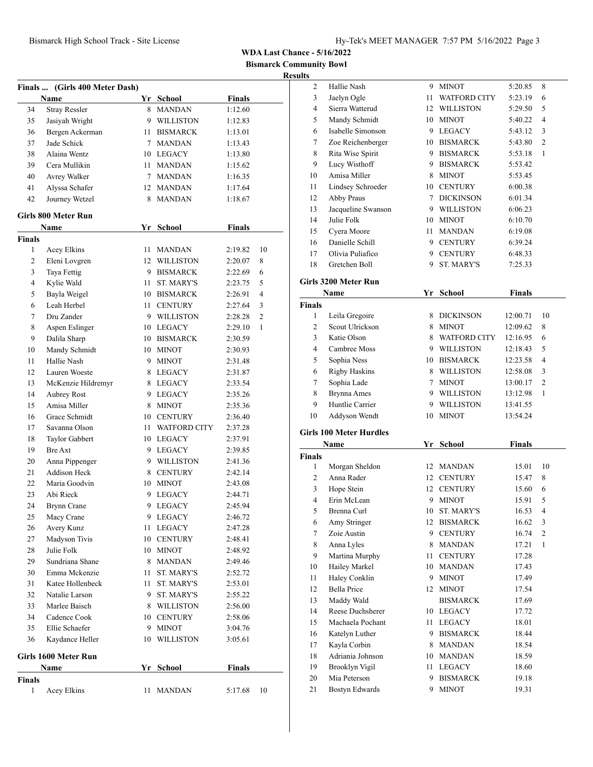**WDA Last Chance - 5/16/2022**

**Bismarck Community Bowl**

**Results**

### Finals ... (Girls 400 Meter Dash)

| | Name | Yr | School | Finals |
|---|---|---|---|---|
| 34 | Stray Ressler | 8 | MANDAN | 1:12.60 |
| 35 | Jasiyah Wright | 9 | WILLISTON | 1:12.83 |
| 36 | Bergen Ackerman | 11 | BISMARCK | 1:13.01 |
| 37 | Jade Schick | 7 | MANDAN | 1:13.43 |
| 38 | Alaina Wentz | 10 | LEGACY | 1:13.80 |
| 39 | Cera Mullikin | 11 | MANDAN | 1:15.62 |
| 40 | Avrey Walker | 7 | MANDAN | 1:16.35 |
| 41 | Alyssa Schafer | 12 | MANDAN | 1:17.64 |
| 42 | Journey Wetzel | 8 | MANDAN | 1:18.67 |

### Girls 800 Meter Run

| | Name | Yr | School | Finals | |
|---|---|---|---|---|---|
| **Finals** | | | | | |
| 1 | Acey Elkins | 11 | MANDAN | 2:19.82 | 10 |
| 2 | Eleni Lovgren | 12 | WILLISTON | 2:20.07 | 8 |
| 3 | Taya Fettig | 9 | BISMARCK | 2:22.69 | 6 |
| 4 | Kylie Wald | 11 | ST. MARY'S | 2:23.75 | 5 |
| 5 | Bayla Weigel | 10 | BISMARCK | 2:26.91 | 4 |
| 6 | Leah Herbel | 11 | CENTURY | 2:27.64 | 3 |
| 7 | Dru Zander | 9 | WILLISTON | 2:28.28 | 2 |
| 8 | Aspen Eslinger | 10 | LEGACY | 2:29.10 | 1 |
| 9 | Dalila Sharp | 10 | BISMARCK | 2:30.59 | |
| 10 | Mandy Schmidt | 10 | MINOT | 2:30.93 | |
| 11 | Hallie Nash | 9 | MINOT | 2:31.48 | |
| 12 | Lauren Woeste | 8 | LEGACY | 2:31.87 | |
| 13 | McKenzie Hildremyr | 8 | LEGACY | 2:33.54 | |
| 14 | Aubrey Rost | 9 | LEGACY | 2:35.26 | |
| 15 | Amisa Miller | 8 | MINOT | 2:35.36 | |
| 16 | Grace Schmidt | 10 | CENTURY | 2:36.40 | |
| 17 | Savanna Olson | 11 | WATFORD CITY | 2:37.28 | |
| 18 | Taylor Gabbert | 10 | LEGACY | 2:37.91 | |
| 19 | Bre Axt | 9 | LEGACY | 2:39.85 | |
| 20 | Anna Pippenger | 9 | WILLISTON | 2:41.36 | |
| 21 | Addison Heck | 8 | CENTURY | 2:42.14 | |
| 22 | Maria Goodvin | 10 | MINOT | 2:43.08 | |
| 23 | Abi Rieck | 9 | LEGACY | 2:44.71 | |
| 24 | Brynn Crane | 9 | LEGACY | 2:45.94 | |
| 25 | Macy Crane | 9 | LEGACY | 2:46.72 | |
| 26 | Avery Kunz | 11 | LEGACY | 2:47.28 | |
| 27 | Madyson Tivis | 10 | CENTURY | 2:48.41 | |
| 28 | Julie Folk | 10 | MINOT | 2:48.92 | |
| 29 | Sundriana Shane | 8 | MANDAN | 2:49.46 | |
| 30 | Emma Mckenzie | 11 | ST. MARY'S | 2:52.72 | |
| 31 | Katee Hollenbeck | 11 | ST. MARY'S | 2:53.01 | |
| 32 | Natalie Larson | 9 | ST. MARY'S | 2:55.22 | |
| 33 | Marlee Baisch | 8 | WILLISTON | 2:56.00 | |
| 34 | Cadence Cook | 10 | CENTURY | 2:58.06 | |
| 35 | Ellie Schaefer | 9 | MINOT | 3:04.76 | |
| 36 | Kaydance Heller | 10 | WILLISTON | 3:05.61 | |

### Girls 1600 Meter Run

| | Name | Yr | School | Finals | |
|---|---|---|---|---|---|
| **Finals** | | | | | |
| 1 | Acey Elkins | 11 | MANDAN | 5:17.68 | 10 |
| 2 | Hallie Nash | 9 | MINOT | 5:20.85 | 8 |
| 3 | Jaelyn Ogle | 11 | WATFORD CITY | 5:23.19 | 6 |
| 4 | Sierra Watterud | 12 | WILLISTON | 5:29.50 | 5 |
| 5 | Mandy Schmidt | 10 | MINOT | 5:40.22 | 4 |
| 6 | Isabelle Simonson | 9 | LEGACY | 5:43.12 | 3 |
| 7 | Zoe Reichenberger | 10 | BISMARCK | 5:43.80 | 2 |
| 8 | Rita Wise Spirit | 9 | BISMARCK | 5:53.18 | 1 |
| 9 | Lucy Wisthoff | 9 | BISMARCK | 5:53.42 | |
| 10 | Amisa Miller | 8 | MINOT | 5:53.45 | |
| 11 | Lindsey Schroeder | 10 | CENTURY | 6:00.38 | |
| 12 | Abby Praus | 7 | DICKINSON | 6:01.34 | |
| 13 | Jacqueline Swanson | 9 | WILLISTON | 6:06.23 | |
| 14 | Julie Folk | 10 | MINOT | 6:10.70 | |
| 15 | Cyera Moore | 11 | MANDAN | 6:19.08 | |
| 16 | Danielle Schill | 9 | CENTURY | 6:39.24 | |
| 17 | Olivia Puliafico | 9 | CENTURY | 6:48.33 | |
| 18 | Gretchen Boll | 9 | ST. MARY'S | 7:25.33 | |

### Girls 3200 Meter Run

| | Name | Yr | School | Finals | |
|---|---|---|---|---|---|
| **Finals** | | | | | |
| 1 | Leila Gregoire | 8 | DICKINSON | 12:00.71 | 10 |
| 2 | Scout Ulrickson | 8 | MINOT | 12:09.62 | 8 |
| 3 | Katie Olson | 8 | WATFORD CITY | 12:16.95 | 6 |
| 4 | Cambree Moss | 9 | WILLISTON | 12:18.43 | 5 |
| 5 | Sophia Ness | 10 | BISMARCK | 12:23.58 | 4 |
| 6 | Rigby Haskins | 8 | WILLISTON | 12:58.08 | 3 |
| 7 | Sophia Lade | 7 | MINOT | 13:00.17 | 2 |
| 8 | Brynna Ames | 9 | WILLISTON | 13:12.98 | 1 |
| 9 | Huntlie Carrier | 9 | WILLISTON | 13:41.55 | |
| 10 | Addyson Wendt | 10 | MINOT | 13:54.24 | |

### Girls 100 Meter Hurdles

| | Name | Yr | School | Finals | |
|---|---|---|---|---|---|
| **Finals** | | | | | |
| 1 | Morgan Sheldon | 12 | MANDAN | 15.01 | 10 |
| 2 | Anna Rader | 12 | CENTURY | 15.47 | 8 |
| 3 | Hope Stein | 12 | CENTURY | 15.60 | 6 |
| 4 | Erin McLean | 9 | MINOT | 15.91 | 5 |
| 5 | Brenna Curl | 10 | ST. MARY'S | 16.53 | 4 |
| 6 | Amy Stringer | 12 | BISMARCK | 16.62 | 3 |
| 7 | Zoie Austin | 9 | CENTURY | 16.74 | 2 |
| 8 | Anna Lyles | 8 | MANDAN | 17.21 | 1 |
| 9 | Martina Murphy | 11 | CENTURY | 17.28 | |
| 10 | Hailey Markel | 10 | MANDAN | 17.43 | |
| 11 | Haley Conklin | 9 | MINOT | 17.49 | |
| 12 | Bella Price | 12 | MINOT | 17.54 | |
| 13 | Maddy Wald | | BISMARCK | 17.69 | |
| 14 | Reese Duchsherer | 10 | LEGACY | 17.72 | |
| 15 | Machaela Pochant | 11 | LEGACY | 18.01 | |
| 16 | Katelyn Luther | 9 | BISMARCK | 18.44 | |
| 17 | Kayla Corbin | 8 | MANDAN | 18.54 | |
| 18 | Adriania Johnson | 10 | MANDAN | 18.59 | |
| 19 | Brooklyn Vigil | 11 | LEGACY | 18.60 | |
| 20 | Mia Peterson | 9 | BISMARCK | 19.18 | |
| 21 | Bostyn Edwards | 9 | MINOT | 19.31 | |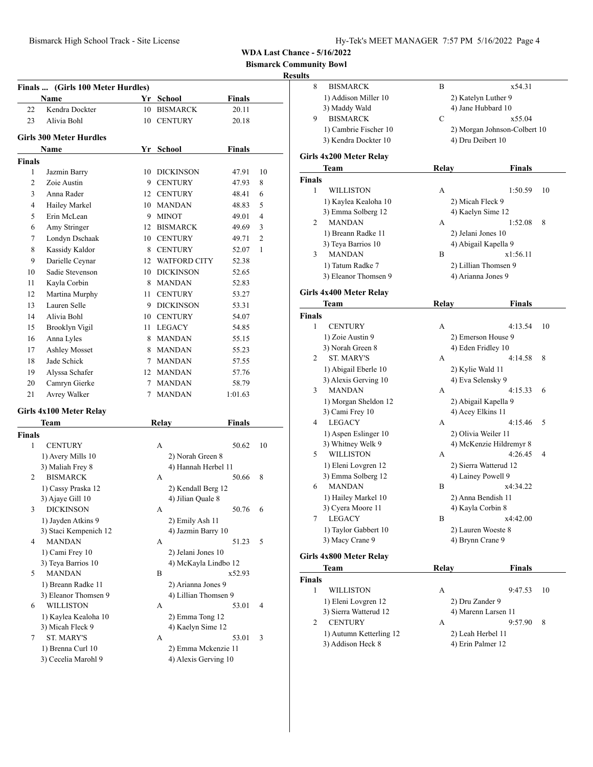**WDA Last Chance - 5/16/2022**

**Bismarck Community Bowl**

**Results**

### Finals ... (Girls 100 Meter Hurdles)

| | Name | Yr | School | Finals | |
|---|---|---|---|---|---|
| 22 | Kendra Dockter | 10 | BISMARCK | 20.11 | |
| 23 | Alivia Bohl | 10 | CENTURY | 20.18 | |

### Girls 300 Meter Hurdles

| | Name | Yr | School | Finals | |
|---|---|---|---|---|---|
| **Finals** | | | | | |
| 1 | Jazmin Barry | 10 | DICKINSON | 47.91 | 10 |
| 2 | Zoie Austin | 9 | CENTURY | 47.93 | 8 |
| 3 | Anna Rader | 12 | CENTURY | 48.41 | 6 |
| 4 | Hailey Markel | 10 | MANDAN | 48.83 | 5 |
| 5 | Erin McLean | 9 | MINOT | 49.01 | 4 |
| 6 | Amy Stringer | 12 | BISMARCK | 49.69 | 3 |
| 7 | Londyn Dschaak | 10 | CENTURY | 49.71 | 2 |
| 8 | Kassidy Kaldor | 8 | CENTURY | 52.07 | 1 |
| 9 | Darielle Ceynar | 12 | WATFORD CITY | 52.38 | |
| 10 | Sadie Stevenson | 10 | DICKINSON | 52.65 | |
| 11 | Kayla Corbin | 8 | MANDAN | 52.83 | |
| 12 | Martina Murphy | 11 | CENTURY | 53.27 | |
| 13 | Lauren Selle | 9 | DICKINSON | 53.31 | |
| 14 | Alivia Bohl | 10 | CENTURY | 54.07 | |
| 15 | Brooklyn Vigil | 11 | LEGACY | 54.85 | |
| 16 | Anna Lyles | 8 | MANDAN | 55.15 | |
| 17 | Ashley Mosset | 8 | MANDAN | 55.23 | |
| 18 | Jade Schick | 7 | MANDAN | 57.55 | |
| 19 | Alyssa Schafer | 12 | MANDAN | 57.76 | |
| 20 | Camryn Gierke | 7 | MANDAN | 58.79 | |
| 21 | Avrey Walker | 7 | MANDAN | 1:01.63 | |

### Girls 4x100 Meter Relay

| | Team | Relay | Finals | |
|---|---|---|---|---|
| **Finals** | | | | |
| 1 | CENTURY | A | 50.62 | 10 |
| | 1) Avery Mills 10 | 2) Norah Green 8 | | |
| | 3) Maliah Frey 8 | 4) Hannah Herbel 11 | | |
| 2 | BISMARCK | A | 50.66 | 8 |
| | 1) Cassy Praska 12 | 2) Kendall Berg 12 | | |
| | 3) Ajaye Gill 10 | 4) Jilian Quale 8 | | |
| 3 | DICKINSON | A | 50.76 | 6 |
| | 1) Jayden Atkins 9 | 2) Emily Ash 11 | | |
| | 3) Staci Kempenich 12 | 4) Jazmin Barry 10 | | |
| 4 | MANDAN | A | 51.23 | 5 |
| | 1) Cami Frey 10 | 2) Jelani Jones 10 | | |
| | 3) Teya Barrios 10 | 4) McKayla Lindbo 12 | | |
| 5 | MANDAN | B | x52.93 | |
| | 1) Breann Radke 11 | 2) Arianna Jones 9 | | |
| | 3) Eleanor Thomsen 9 | 4) Lillian Thomsen 9 | | |
| 6 | WILLISTON | A | 53.01 | 4 |
| | 1) Kaylea Kealoha 10 | 2) Emma Tong 12 | | |
| | 3) Micah Fleck 9 | 4) Kaelyn Sime 12 | | |
| 7 | ST. MARY'S | A | 53.01 | 3 |
| | 1) Brenna Curl 10 | 2) Emma Mckenzie 11 | | |
| | 3) Cecelia Marohl 9 | 4) Alexis Gerving 10 | | |
| 8 | BISMARCK | B | x54.31 | |
| | 1) Addison Miller 10 | 2) Katelyn Luther 9 | | |
| | 3) Maddy Wald | 4) Jane Hubbard 10 | | |
| 9 | BISMARCK | C | x55.04 | |
| | 1) Cambrie Fischer 10 | 2) Morgan Johnson-Colbert 10 | | |
| | 3) Kendra Dockter 10 | 4) Dru Deibert 10 | | |

### Girls 4x200 Meter Relay

| | Team | Relay | Finals | |
|---|---|---|---|---|
| **Finals** | | | | |
| 1 | WILLISTON | A | 1:50.59 | 10 |
| | 1) Kaylea Kealoha 10 | 2) Micah Fleck 9 | | |
| | 3) Emma Solberg 12 | 4) Kaelyn Sime 12 | | |
| 2 | MANDAN | A | 1:52.08 | 8 |
| | 1) Breann Radke 11 | 2) Jelani Jones 10 | | |
| | 3) Teya Barrios 10 | 4) Abigail Kapella 9 | | |
| 3 | MANDAN | B | x1:56.11 | |
| | 1) Tatum Radke 7 | 2) Lillian Thomsen 9 | | |
| | 3) Eleanor Thomsen 9 | 4) Arianna Jones 9 | | |

### Girls 4x400 Meter Relay

| | Team | Relay | Finals | |
|---|---|---|---|---|
| **Finals** | | | | |
| 1 | CENTURY | A | 4:13.54 | 10 |
| | 1) Zoie Austin 9 | 2) Emerson House 9 | | |
| | 3) Norah Green 8 | 4) Eden Fridley 10 | | |
| 2 | ST. MARY'S | A | 4:14.58 | 8 |
| | 1) Abigail Eberle 10 | 2) Kylie Wald 11 | | |
| | 3) Alexis Gerving 10 | 4) Eva Selensky 9 | | |
| 3 | MANDAN | A | 4:15.33 | 6 |
| | 1) Morgan Sheldon 12 | 2) Abigail Kapella 9 | | |
| | 3) Cami Frey 10 | 4) Acey Elkins 11 | | |
| 4 | LEGACY | A | 4:15.46 | 5 |
| | 1) Aspen Eslinger 10 | 2) Olivia Weiler 11 | | |
| | 3) Whitney Welk 9 | 4) McKenzie Hildremyr 8 | | |
| 5 | WILLISTON | A | 4:26.45 | 4 |
| | 1) Eleni Lovgren 12 | 2) Sierra Watterud 12 | | |
| | 3) Emma Solberg 12 | 4) Lainey Powell 9 | | |
| 6 | MANDAN | B | x4:34.22 | |
| | 1) Hailey Markel 10 | 2) Anna Bendish 11 | | |
| | 3) Cyera Moore 11 | 4) Kayla Corbin 8 | | |
| 7 | LEGACY | B | x4:42.00 | |
| | 1) Taylor Gabbert 10 | 2) Lauren Woeste 8 | | |
| | 3) Macy Crane 9 | 4) Brynn Crane 9 | | |

### Girls 4x800 Meter Relay

| | Team | Relay | Finals | |
|---|---|---|---|---|
| **Finals** | | | | |
| 1 | WILLISTON | A | 9:47.53 | 10 |
| | 1) Eleni Lovgren 12 | 2) Dru Zander 9 | | |
| | 3) Sierra Watterud 12 | 4) Marenn Larsen 11 | | |
| 2 | CENTURY | A | 9:57.90 | 8 |
| | 1) Autumn Ketterling 12 | 2) Leah Herbel 11 | | |
| | 3) Addison Heck 8 | 4) Erin Palmer 12 | | |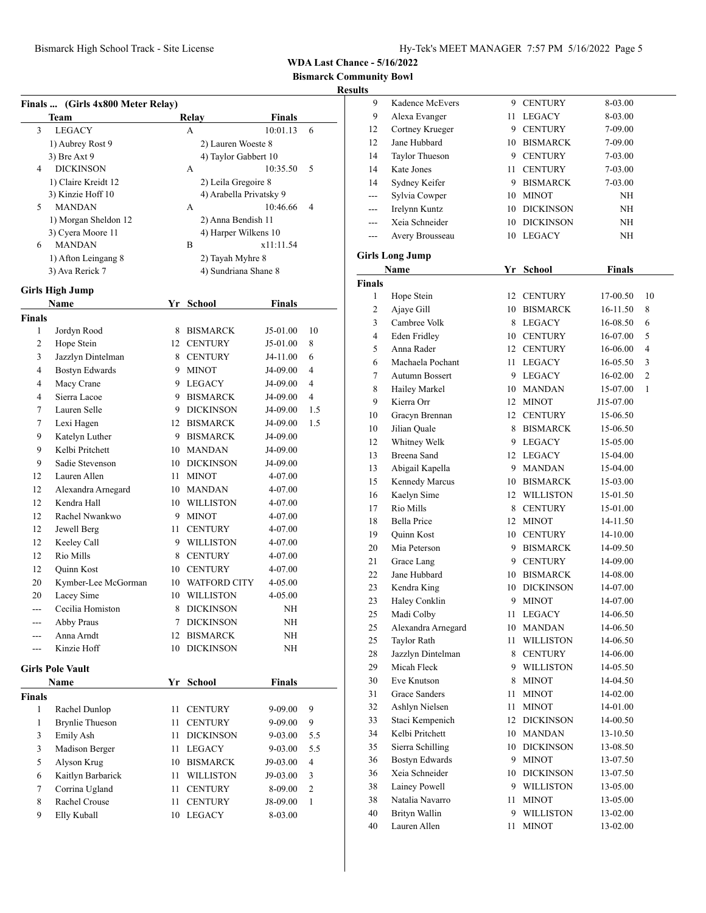**WDA Last Chance - 5/16/2022**

**Bismarck Community Bowl**

**Results**

### Finals ... (Girls 4x800 Meter Relay)

| | Team | Relay | Finals | |
|---|---|---|---|---|
| 3 | LEGACY | A | 10:01.13 | 6 |
| | 1) Aubrey Rost 9 | 2) Lauren Woeste 8 | | |
| | 3) Bre Axt 9 | 4) Taylor Gabbert 10 | | |
| 4 | DICKINSON | A | 10:35.50 | 5 |
| | 1) Claire Kreidt 12 | 2) Leila Gregoire 8 | | |
| | 3) Kinzie Hoff 10 | 4) Arabella Privatsky 9 | | |
| 5 | MANDAN | A | 10:46.66 | 4 |
| | 1) Morgan Sheldon 12 | 2) Anna Bendish 11 | | |
| | 3) Cyera Moore 11 | 4) Harper Wilkens 10 | | |
| 6 | MANDAN | B | x11:11.54 | |
| | 1) Afton Leingang 8 | 2) Tayah Myhre 8 | | |
| | 3) Ava Rerick 7 | 4) Sundriana Shane 8 | | |

### Girls High Jump

| | Name | Yr | School | Finals | |
|---|---|---|---|---|---|
| **Finals** | | | | | |
| 1 | Jordyn Rood | 8 | BISMARCK | J5-01.00 | 10 |
| 2 | Hope Stein | 12 | CENTURY | J5-01.00 | 8 |
| 3 | Jazzlyn Dintelman | 8 | CENTURY | J4-11.00 | 6 |
| 4 | Bostyn Edwards | 9 | MINOT | J4-09.00 | 4 |
| 4 | Macy Crane | 9 | LEGACY | J4-09.00 | 4 |
| 4 | Sierra Lacoe | 9 | BISMARCK | J4-09.00 | 4 |
| 7 | Lauren Selle | 9 | DICKINSON | J4-09.00 | 1.5 |
| 7 | Lexi Hagen | 12 | BISMARCK | J4-09.00 | 1.5 |
| 9 | Katelyn Luther | 9 | BISMARCK | J4-09.00 | |
| 9 | Kelbi Pritchett | 10 | MANDAN | J4-09.00 | |
| 9 | Sadie Stevenson | 10 | DICKINSON | J4-09.00 | |
| 12 | Lauren Allen | 11 | MINOT | 4-07.00 | |
| 12 | Alexandra Arnegard | 10 | MANDAN | 4-07.00 | |
| 12 | Kendra Hall | 10 | WILLISTON | 4-07.00 | |
| 12 | Rachel Nwankwo | 9 | MINOT | 4-07.00 | |
| 12 | Jewell Berg | 11 | CENTURY | 4-07.00 | |
| 12 | Keeley Call | 9 | WILLISTON | 4-07.00 | |
| 12 | Rio Mills | 8 | CENTURY | 4-07.00 | |
| 12 | Quinn Kost | 10 | CENTURY | 4-07.00 | |
| 20 | Kymber-Lee McGorman | 10 | WATFORD CITY | 4-05.00 | |
| 20 | Lacey Sime | 10 | WILLISTON | 4-05.00 | |
| --- | Cecilia Homiston | 8 | DICKINSON | NH | |
| --- | Abby Praus | 7 | DICKINSON | NH | |
| --- | Anna Arndt | 12 | BISMARCK | NH | |
| --- | Kinzie Hoff | 10 | DICKINSON | NH | |

### Girls Pole Vault

| | Name | Yr | School | Finals | |
|---|---|---|---|---|---|
| **Finals** | | | | | |
| 1 | Rachel Dunlop | 11 | CENTURY | 9-09.00 | 9 |
| 1 | Brynlie Thueson | 11 | CENTURY | 9-09.00 | 9 |
| 3 | Emily Ash | 11 | DICKINSON | 9-03.00 | 5.5 |
| 3 | Madison Berger | 11 | LEGACY | 9-03.00 | 5.5 |
| 5 | Alyson Krug | 10 | BISMARCK | J9-03.00 | 4 |
| 6 | Kaitlyn Barbarick | 11 | WILLISTON | J9-03.00 | 3 |
| 7 | Corrina Ugland | 11 | CENTURY | 8-09.00 | 2 |
| 8 | Rachel Crouse | 11 | CENTURY | J8-09.00 | 1 |
| 9 | Elly Kuball | 10 | LEGACY | 8-03.00 | |
| 9 | Kadence McEvers | 9 | CENTURY | 8-03.00 | |
| 9 | Alexa Evanger | 11 | LEGACY | 8-03.00 | |
| 12 | Cortney Krueger | 9 | CENTURY | 7-09.00 | |
| 12 | Jane Hubbard | 10 | BISMARCK | 7-09.00 | |
| 14 | Taylor Thueson | 9 | CENTURY | 7-03.00 | |
| 14 | Kate Jones | 11 | CENTURY | 7-03.00 | |
| 14 | Sydney Keifer | 9 | BISMARCK | 7-03.00 | |
| --- | Sylvia Cowper | 10 | MINOT | NH | |
| --- | Irelynn Kuntz | 10 | DICKINSON | NH | |
| --- | Xeia Schneider | 10 | DICKINSON | NH | |
| --- | Avery Brousseau | 10 | LEGACY | NH | |

### Girls Long Jump

| | Name | Yr | School | Finals | |
|---|---|---|---|---|---|
| **Finals** | | | | | |
| 1 | Hope Stein | 12 | CENTURY | 17-00.50 | 10 |
| 2 | Ajaye Gill | 10 | BISMARCK | 16-11.50 | 8 |
| 3 | Cambree Volk | 8 | LEGACY | 16-08.50 | 6 |
| 4 | Eden Fridley | 10 | CENTURY | 16-07.00 | 5 |
| 5 | Anna Rader | 12 | CENTURY | 16-06.00 | 4 |
| 6 | Machaela Pochant | 11 | LEGACY | 16-05.50 | 3 |
| 7 | Autumn Bossert | 9 | LEGACY | 16-02.00 | 2 |
| 8 | Hailey Markel | 10 | MANDAN | 15-07.00 | 1 |
| 9 | Kierra Orr | 12 | MINOT | J15-07.00 | |
| 10 | Gracyn Brennan | 12 | CENTURY | 15-06.50 | |
| 10 | Jilian Quale | 8 | BISMARCK | 15-06.50 | |
| 12 | Whitney Welk | 9 | LEGACY | 15-05.00 | |
| 13 | Breena Sand | 12 | LEGACY | 15-04.00 | |
| 13 | Abigail Kapella | 9 | MANDAN | 15-04.00 | |
| 15 | Kennedy Marcus | 10 | BISMARCK | 15-03.00 | |
| 16 | Kaelyn Sime | 12 | WILLISTON | 15-01.50 | |
| 17 | Rio Mills | 8 | CENTURY | 15-01.00 | |
| 18 | Bella Price | 12 | MINOT | 14-11.50 | |
| 19 | Quinn Kost | 10 | CENTURY | 14-10.00 | |
| 20 | Mia Peterson | 9 | BISMARCK | 14-09.50 | |
| 21 | Grace Lang | 9 | CENTURY | 14-09.00 | |
| 22 | Jane Hubbard | 10 | BISMARCK | 14-08.00 | |
| 23 | Kendra King | 10 | DICKINSON | 14-07.00 | |
| 23 | Haley Conklin | 9 | MINOT | 14-07.00 | |
| 25 | Madi Colby | 11 | LEGACY | 14-06.50 | |
| 25 | Alexandra Arnegard | 10 | MANDAN | 14-06.50 | |
| 25 | Taylor Rath | 11 | WILLISTON | 14-06.50 | |
| 28 | Jazzlyn Dintelman | 8 | CENTURY | 14-06.00 | |
| 29 | Micah Fleck | 9 | WILLISTON | 14-05.50 | |
| 30 | Eve Knutson | 8 | MINOT | 14-04.50 | |
| 31 | Grace Sanders | 11 | MINOT | 14-02.00 | |
| 32 | Ashlyn Nielsen | 11 | MINOT | 14-01.00 | |
| 33 | Staci Kempenich | 12 | DICKINSON | 14-00.50 | |
| 34 | Kelbi Pritchett | 10 | MANDAN | 13-10.50 | |
| 35 | Sierra Schilling | 10 | DICKINSON | 13-08.50 | |
| 36 | Bostyn Edwards | 9 | MINOT | 13-07.50 | |
| 36 | Xeia Schneider | 10 | DICKINSON | 13-07.50 | |
| 38 | Lainey Powell | 9 | WILLISTON | 13-05.00 | |
| 38 | Natalia Navarro | 11 | MINOT | 13-05.00 | |
| 40 | Brityn Wallin | 9 | WILLISTON | 13-02.00 | |
| 40 | Lauren Allen | 11 | MINOT | 13-02.00 | |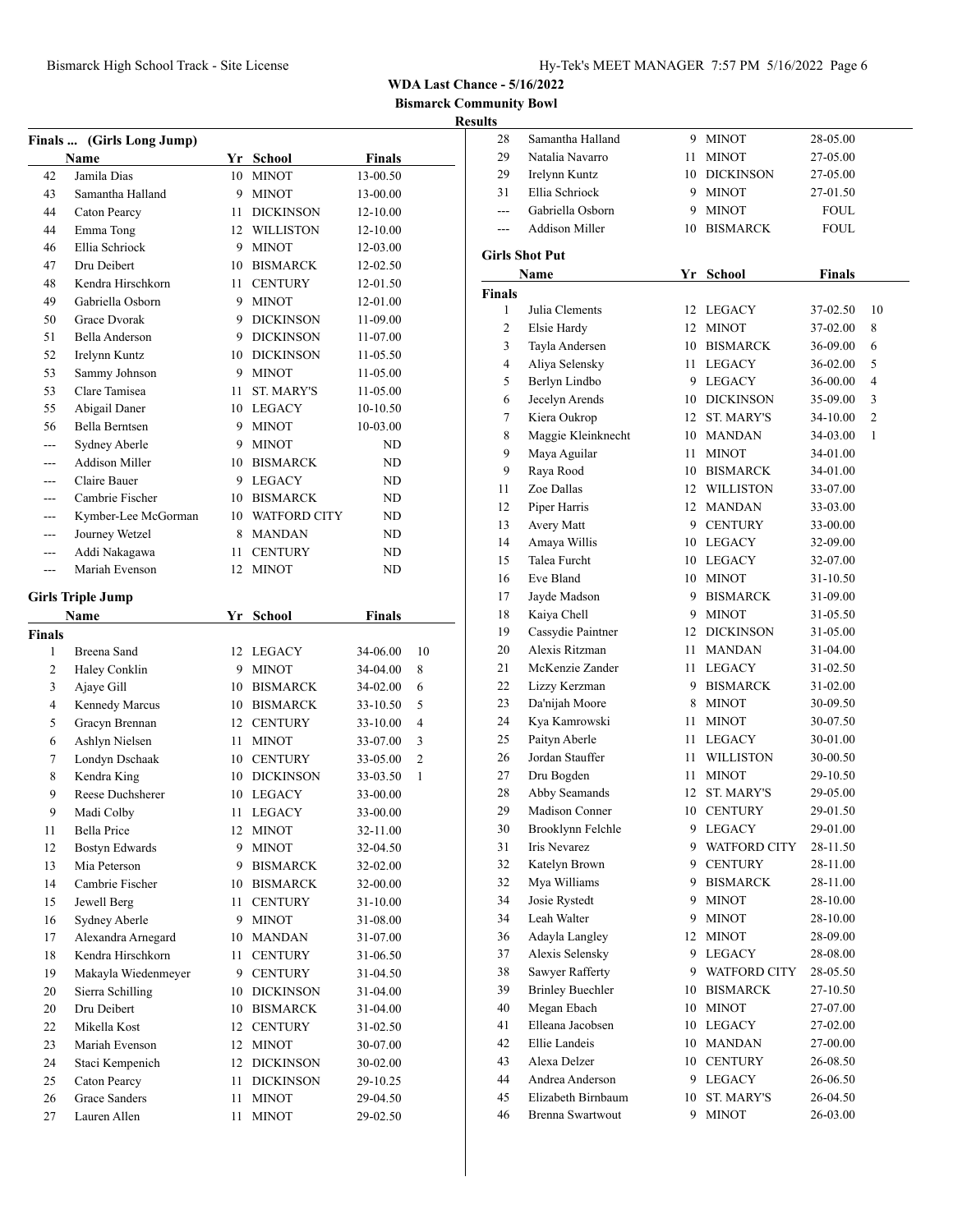**WDA Last Chance - 5/16/2022**

**Bismarck Community Bowl**

**Results**

### Finals ... (Girls Long Jump)

| | Name | Yr | School | Finals |
|---|---|---|---|---|
| 42 | Jamila Dias | 10 | MINOT | 13-00.50 |
| 43 | Samantha Halland | 9 | MINOT | 13-00.00 |
| 44 | Caton Pearcy | 11 | DICKINSON | 12-10.00 |
| 44 | Emma Tong | 12 | WILLISTON | 12-10.00 |
| 46 | Ellia Schriock | 9 | MINOT | 12-03.00 |
| 47 | Dru Deibert | 10 | BISMARCK | 12-02.50 |
| 48 | Kendra Hirschkorn | 11 | CENTURY | 12-01.50 |
| 49 | Gabriella Osborn | 9 | MINOT | 12-01.00 |
| 50 | Grace Dvorak | 9 | DICKINSON | 11-09.00 |
| 51 | Bella Anderson | 9 | DICKINSON | 11-07.00 |
| 52 | Irelynn Kuntz | 10 | DICKINSON | 11-05.50 |
| 53 | Sammy Johnson | 9 | MINOT | 11-05.00 |
| 53 | Clare Tamisea | 11 | ST. MARY'S | 11-05.00 |
| 55 | Abigail Daner | 10 | LEGACY | 10-10.50 |
| 56 | Bella Berntsen | 9 | MINOT | 10-03.00 |
| --- | Sydney Aberle | 9 | MINOT | ND |
| --- | Addison Miller | 10 | BISMARCK | ND |
| --- | Claire Bauer | 9 | LEGACY | ND |
| --- | Cambrie Fischer | 10 | BISMARCK | ND |
| --- | Kymber-Lee McGorman | 10 | WATFORD CITY | ND |
| --- | Journey Wetzel | 8 | MANDAN | ND |
| --- | Addi Nakagawa | 11 | CENTURY | ND |
| --- | Mariah Evenson | 12 | MINOT | ND |

### Girls Triple Jump

| | Name | Yr | School | Finals | Points |
|---|---|---|---|---|---|
| **Finals** | | | | | |
| 1 | Breena Sand | 12 | LEGACY | 34-06.00 | 10 |
| 2 | Haley Conklin | 9 | MINOT | 34-04.00 | 8 |
| 3 | Ajaye Gill | 10 | BISMARCK | 34-02.00 | 6 |
| 4 | Kennedy Marcus | 10 | BISMARCK | 33-10.50 | 5 |
| 5 | Gracyn Brennan | 12 | CENTURY | 33-10.00 | 4 |
| 6 | Ashlyn Nielsen | 11 | MINOT | 33-07.00 | 3 |
| 7 | Londyn Dschaak | 10 | CENTURY | 33-05.00 | 2 |
| 8 | Kendra King | 10 | DICKINSON | 33-03.50 | 1 |
| 9 | Reese Duchsherer | 10 | LEGACY | 33-00.00 | |
| 9 | Madi Colby | 11 | LEGACY | 33-00.00 | |
| 11 | Bella Price | 12 | MINOT | 32-11.00 | |
| 12 | Bostyn Edwards | 9 | MINOT | 32-04.50 | |
| 13 | Mia Peterson | 9 | BISMARCK | 32-02.00 | |
| 14 | Cambrie Fischer | 10 | BISMARCK | 32-00.00 | |
| 15 | Jewell Berg | 11 | CENTURY | 31-10.00 | |
| 16 | Sydney Aberle | 9 | MINOT | 31-08.00 | |
| 17 | Alexandra Arnegard | 10 | MANDAN | 31-07.00 | |
| 18 | Kendra Hirschkorn | 11 | CENTURY | 31-06.50 | |
| 19 | Makayla Wiedenmeyer | 9 | CENTURY | 31-04.50 | |
| 20 | Sierra Schilling | 10 | DICKINSON | 31-04.00 | |
| 20 | Dru Deibert | 10 | BISMARCK | 31-04.00 | |
| 22 | Mikella Kost | 12 | CENTURY | 31-02.50 | |
| 23 | Mariah Evenson | 12 | MINOT | 30-07.00 | |
| 24 | Staci Kempenich | 12 | DICKINSON | 30-02.00 | |
| 25 | Caton Pearcy | 11 | DICKINSON | 29-10.25 | |
| 26 | Grace Sanders | 11 | MINOT | 29-04.50 | |
| 27 | Lauren Allen | 11 | MINOT | 29-02.50 | |
| 28 | Samantha Halland | 9 | MINOT | 28-05.00 | |
| 29 | Natalia Navarro | 11 | MINOT | 27-05.00 | |
| 29 | Irelynn Kuntz | 10 | DICKINSON | 27-05.00 | |
| 31 | Ellia Schriock | 9 | MINOT | 27-01.50 | |
| --- | Gabriella Osborn | 9 | MINOT | FOUL | |
| --- | Addison Miller | 10 | BISMARCK | FOUL | |

### Girls Shot Put

| | Name | Yr | School | Finals | Points |
|---|---|---|---|---|---|
| **Finals** | | | | | |
| 1 | Julia Clements | 12 | LEGACY | 37-02.50 | 10 |
| 2 | Elsie Hardy | 12 | MINOT | 37-02.00 | 8 |
| 3 | Tayla Andersen | 10 | BISMARCK | 36-09.00 | 6 |
| 4 | Aliya Selensky | 11 | LEGACY | 36-02.00 | 5 |
| 5 | Berlyn Lindbo | 9 | LEGACY | 36-00.00 | 4 |
| 6 | Jecelyn Arends | 10 | DICKINSON | 35-09.00 | 3 |
| 7 | Kiera Oukrop | 12 | ST. MARY'S | 34-10.00 | 2 |
| 8 | Maggie Kleinknecht | 10 | MANDAN | 34-03.00 | 1 |
| 9 | Maya Aguilar | 11 | MINOT | 34-01.00 | |
| 9 | Raya Rood | 10 | BISMARCK | 34-01.00 | |
| 11 | Zoe Dallas | 12 | WILLISTON | 33-07.00 | |
| 12 | Piper Harris | 12 | MANDAN | 33-03.00 | |
| 13 | Avery Matt | 9 | CENTURY | 33-00.00 | |
| 14 | Amaya Willis | 10 | LEGACY | 32-09.00 | |
| 15 | Talea Furcht | 10 | LEGACY | 32-07.00 | |
| 16 | Eve Bland | 10 | MINOT | 31-10.50 | |
| 17 | Jayde Madson | 9 | BISMARCK | 31-09.00 | |
| 18 | Kaiya Chell | 9 | MINOT | 31-05.50 | |
| 19 | Cassydie Paintner | 12 | DICKINSON | 31-05.00 | |
| 20 | Alexis Ritzman | 11 | MANDAN | 31-04.00 | |
| 21 | McKenzie Zander | 11 | LEGACY | 31-02.50 | |
| 22 | Lizzy Kerzman | 9 | BISMARCK | 31-02.00 | |
| 23 | Da'nijah Moore | 8 | MINOT | 30-09.50 | |
| 24 | Kya Kamrowski | 11 | MINOT | 30-07.50 | |
| 25 | Paityn Aberle | 11 | LEGACY | 30-01.00 | |
| 26 | Jordan Stauffer | 11 | WILLISTON | 30-00.50 | |
| 27 | Dru Bogden | 11 | MINOT | 29-10.50 | |
| 28 | Abby Seamands | 12 | ST. MARY'S | 29-05.00 | |
| 29 | Madison Conner | 10 | CENTURY | 29-01.50 | |
| 30 | Brooklynn Felchle | 9 | LEGACY | 29-01.00 | |
| 31 | Iris Nevarez | 9 | WATFORD CITY | 28-11.50 | |
| 32 | Katelyn Brown | 9 | CENTURY | 28-11.00 | |
| 32 | Mya Williams | 9 | BISMARCK | 28-11.00 | |
| 34 | Josie Rystedt | 9 | MINOT | 28-10.00 | |
| 34 | Leah Walter | 9 | MINOT | 28-10.00 | |
| 36 | Adayla Langley | 12 | MINOT | 28-09.00 | |
| 37 | Alexis Selensky | 9 | LEGACY | 28-08.00 | |
| 38 | Sawyer Rafferty | 9 | WATFORD CITY | 28-05.50 | |
| 39 | Brinley Buechler | 10 | BISMARCK | 27-10.50 | |
| 40 | Megan Ebach | 10 | MINOT | 27-07.00 | |
| 41 | Elleana Jacobsen | 10 | LEGACY | 27-02.00 | |
| 42 | Ellie Landeis | 10 | MANDAN | 27-00.00 | |
| 43 | Alexa Delzer | 10 | CENTURY | 26-08.50 | |
| 44 | Andrea Anderson | 9 | LEGACY | 26-06.50 | |
| 45 | Elizabeth Birnbaum | 10 | ST. MARY'S | 26-04.50 | |
| 46 | Brenna Swartwout | 9 | MINOT | 26-03.00 | |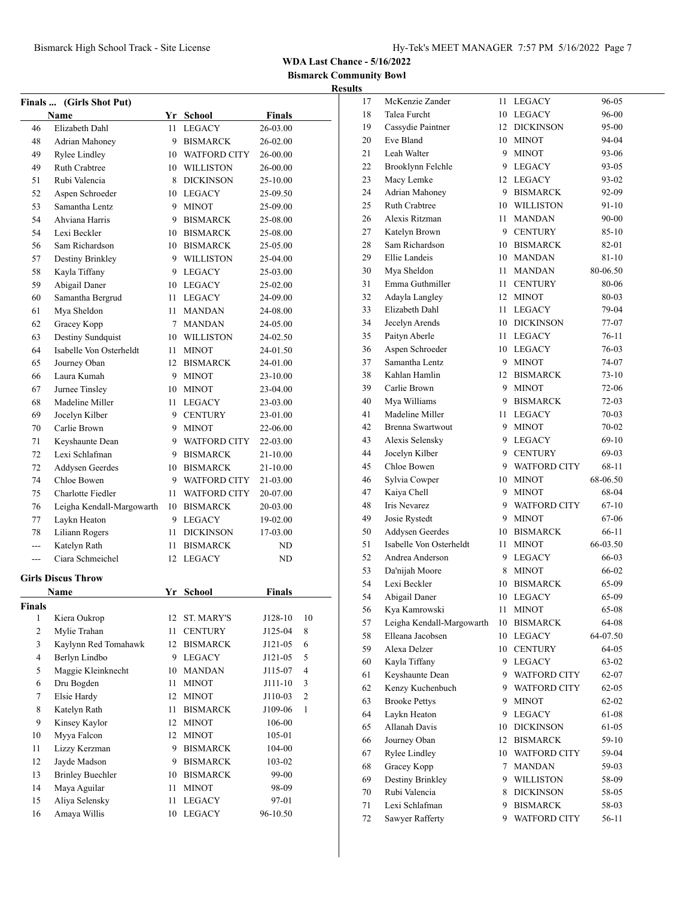**WDA Last Chance - 5/16/2022**

**Bismarck Community Bowl**

**Results**

### Finals ... (Girls Shot Put)

| | Name | Yr | School | Finals |
|---|---|---|---|---|
| 46 | Elizabeth Dahl | 11 | LEGACY | 26-03.00 |
| 48 | Adrian Mahoney | 9 | BISMARCK | 26-02.00 |
| 49 | Rylee Lindley | 10 | WATFORD CITY | 26-00.00 |
| 49 | Ruth Crabtree | 10 | WILLISTON | 26-00.00 |
| 51 | Rubi Valencia | 8 | DICKINSON | 25-10.00 |
| 52 | Aspen Schroeder | 10 | LEGACY | 25-09.50 |
| 53 | Samantha Lentz | 9 | MINOT | 25-09.00 |
| 54 | Ahviana Harris | 9 | BISMARCK | 25-08.00 |
| 54 | Lexi Beckler | 10 | BISMARCK | 25-08.00 |
| 56 | Sam Richardson | 10 | BISMARCK | 25-05.00 |
| 57 | Destiny Brinkley | 9 | WILLISTON | 25-04.00 |
| 58 | Kayla Tiffany | 9 | LEGACY | 25-03.00 |
| 59 | Abigail Daner | 10 | LEGACY | 25-02.00 |
| 60 | Samantha Bergrud | 11 | LEGACY | 24-09.00 |
| 61 | Mya Sheldon | 11 | MANDAN | 24-08.00 |
| 62 | Gracey Kopp | 7 | MANDAN | 24-05.00 |
| 63 | Destiny Sundquist | 10 | WILLISTON | 24-02.50 |
| 64 | Isabelle Von Osterheldt | 11 | MINOT | 24-01.50 |
| 65 | Journey Oban | 12 | BISMARCK | 24-01.00 |
| 66 | Laura Kumah | 9 | MINOT | 23-10.00 |
| 67 | Jurnee Tinsley | 10 | MINOT | 23-04.00 |
| 68 | Madeline Miller | 11 | LEGACY | 23-03.00 |
| 69 | Jocelyn Kilber | 9 | CENTURY | 23-01.00 |
| 70 | Carlie Brown | 9 | MINOT | 22-06.00 |
| 71 | Keyshaunte Dean | 9 | WATFORD CITY | 22-03.00 |
| 72 | Lexi Schlafman | 9 | BISMARCK | 21-10.00 |
| 72 | Addysen Geerdes | 10 | BISMARCK | 21-10.00 |
| 74 | Chloe Bowen | 9 | WATFORD CITY | 21-03.00 |
| 75 | Charlotte Fiedler | 11 | WATFORD CITY | 20-07.00 |
| 76 | Leigha Kendall-Margowarth | 10 | BISMARCK | 20-03.00 |
| 77 | Laykn Heaton | 9 | LEGACY | 19-02.00 |
| 78 | Liliann Rogers | 11 | DICKINSON | 17-03.00 |
| --- | Katelyn Rath | 11 | BISMARCK | ND |
| --- | Ciara Schmeichel | 12 | LEGACY | ND |

### Girls Discus Throw

| | Name | Yr | School | Finals | Points |
|---|---|---|---|---|---|
| **Finals** | | | | | |
| 1 | Kiera Oukrop | 12 | ST. MARY'S | J128-10 | 10 |
| 2 | Mylie Trahan | 11 | CENTURY | J125-04 | 8 |
| 3 | Kaylynn Red Tomahawk | 12 | BISMARCK | J121-05 | 6 |
| 4 | Berlyn Lindbo | 9 | LEGACY | J121-05 | 5 |
| 5 | Maggie Kleinknecht | 10 | MANDAN | J115-07 | 4 |
| 6 | Dru Bogden | 11 | MINOT | J111-10 | 3 |
| 7 | Elsie Hardy | 12 | MINOT | J110-03 | 2 |
| 8 | Katelyn Rath | 11 | BISMARCK | J109-06 | 1 |
| 9 | Kinsey Kaylor | 12 | MINOT | 106-00 | |
| 10 | Myya Falcon | 12 | MINOT | 105-01 | |
| 11 | Lizzy Kerzman | 9 | BISMARCK | 104-00 | |
| 12 | Jayde Madson | 9 | BISMARCK | 103-02 | |
| 13 | Brinley Buechler | 10 | BISMARCK | 99-00 | |
| 14 | Maya Aguilar | 11 | MINOT | 98-09 | |
| 15 | Aliya Selensky | 11 | LEGACY | 97-01 | |
| 16 | Amaya Willis | 10 | LEGACY | 96-10.50 | |
| 17 | McKenzie Zander | 11 | LEGACY | 96-05 | |
| 18 | Talea Furcht | 10 | LEGACY | 96-00 | |
| 19 | Cassydie Paintner | 12 | DICKINSON | 95-00 | |
| 20 | Eve Bland | 10 | MINOT | 94-04 | |
| 21 | Leah Walter | 9 | MINOT | 93-06 | |
| 22 | Brooklynn Felchle | 9 | LEGACY | 93-05 | |
| 23 | Macy Lemke | 12 | LEGACY | 93-02 | |
| 24 | Adrian Mahoney | 9 | BISMARCK | 92-09 | |
| 25 | Ruth Crabtree | 10 | WILLISTON | 91-10 | |
| 26 | Alexis Ritzman | 11 | MANDAN | 90-00 | |
| 27 | Katelyn Brown | 9 | CENTURY | 85-10 | |
| 28 | Sam Richardson | 10 | BISMARCK | 82-01 | |
| 29 | Ellie Landeis | 10 | MANDAN | 81-10 | |
| 30 | Mya Sheldon | 11 | MANDAN | 80-06.50 | |
| 31 | Emma Guthmiller | 11 | CENTURY | 80-06 | |
| 32 | Adayla Langley | 12 | MINOT | 80-03 | |
| 33 | Elizabeth Dahl | 11 | LEGACY | 79-04 | |
| 34 | Jecelyn Arends | 10 | DICKINSON | 77-07 | |
| 35 | Paityn Aberle | 11 | LEGACY | 76-11 | |
| 36 | Aspen Schroeder | 10 | LEGACY | 76-03 | |
| 37 | Samantha Lentz | 9 | MINOT | 74-07 | |
| 38 | Kahlan Hamlin | 12 | BISMARCK | 73-10 | |
| 39 | Carlie Brown | 9 | MINOT | 72-06 | |
| 40 | Mya Williams | 9 | BISMARCK | 72-03 | |
| 41 | Madeline Miller | 11 | LEGACY | 70-03 | |
| 42 | Brenna Swartwout | 9 | MINOT | 70-02 | |
| 43 | Alexis Selensky | 9 | LEGACY | 69-10 | |
| 44 | Jocelyn Kilber | 9 | CENTURY | 69-03 | |
| 45 | Chloe Bowen | 9 | WATFORD CITY | 68-11 | |
| 46 | Sylvia Cowper | 10 | MINOT | 68-06.50 | |
| 47 | Kaiya Chell | 9 | MINOT | 68-04 | |
| 48 | Iris Nevarez | 9 | WATFORD CITY | 67-10 | |
| 49 | Josie Rystedt | 9 | MINOT | 67-06 | |
| 50 | Addysen Geerdes | 10 | BISMARCK | 66-11 | |
| 51 | Isabelle Von Osterheldt | 11 | MINOT | 66-03.50 | |
| 52 | Andrea Anderson | 9 | LEGACY | 66-03 | |
| 53 | Da'nijah Moore | 8 | MINOT | 66-02 | |
| 54 | Lexi Beckler | 10 | BISMARCK | 65-09 | |
| 54 | Abigail Daner | 10 | LEGACY | 65-09 | |
| 56 | Kya Kamrowski | 11 | MINOT | 65-08 | |
| 57 | Leigha Kendall-Margowarth | 10 | BISMARCK | 64-08 | |
| 58 | Elleana Jacobsen | 10 | LEGACY | 64-07.50 | |
| 59 | Alexa Delzer | 10 | CENTURY | 64-05 | |
| 60 | Kayla Tiffany | 9 | LEGACY | 63-02 | |
| 61 | Keyshaunte Dean | 9 | WATFORD CITY | 62-07 | |
| 62 | Kenzy Kuchenbuch | 9 | WATFORD CITY | 62-05 | |
| 63 | Brooke Pettys | 9 | MINOT | 62-02 | |
| 64 | Laykn Heaton | 9 | LEGACY | 61-08 | |
| 65 | Allanah Davis | 10 | DICKINSON | 61-05 | |
| 66 | Journey Oban | 12 | BISMARCK | 59-10 | |
| 67 | Rylee Lindley | 10 | WATFORD CITY | 59-04 | |
| 68 | Gracey Kopp | 7 | MANDAN | 59-03 | |
| 69 | Destiny Brinkley | 9 | WILLISTON | 58-09 | |
| 70 | Rubi Valencia | 8 | DICKINSON | 58-05 | |
| 71 | Lexi Schlafman | 9 | BISMARCK | 58-03 | |
| 72 | Sawyer Rafferty | 9 | WATFORD CITY | 56-11 | |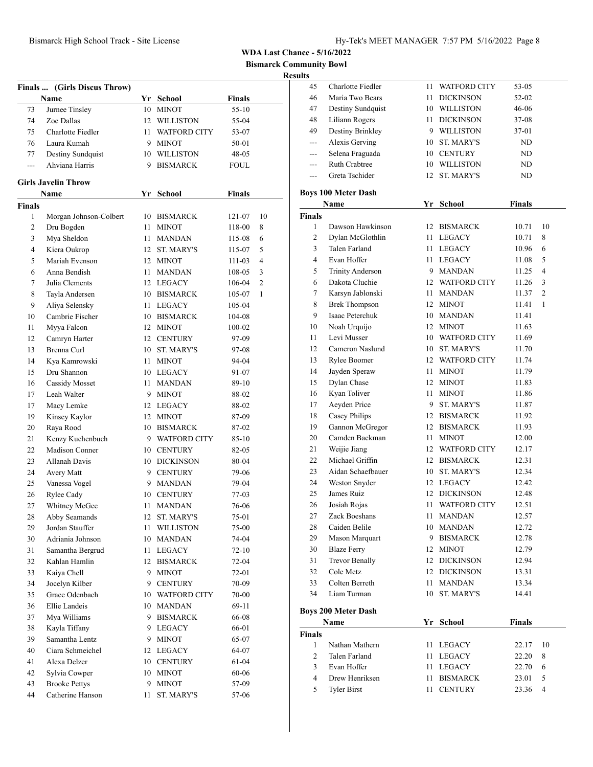**WDA Last Chance - 5/16/2022**

**Bismarck Community Bowl**

**Results**

### Finals ... (Girls Discus Throw)

| | Name | Yr | School | Finals |
|---|---|---|---|---|
| 73 | Jurnee Tinsley | 10 | MINOT | 55-10 |
| 74 | Zoe Dallas | 12 | WILLISTON | 55-04 |
| 75 | Charlotte Fiedler | 11 | WATFORD CITY | 53-07 |
| 76 | Laura Kumah | 9 | MINOT | 50-01 |
| 77 | Destiny Sundquist | 10 | WILLISTON | 48-05 |
| --- | Ahviana Harris | 9 | BISMARCK | FOUL |

### Girls Javelin Throw

**Finals**

| | Name | Yr | School | Finals | |
|---|---|---|---|---|---|
| 1 | Morgan Johnson-Colbert | 10 | BISMARCK | 121-07 | 10 |
| 2 | Dru Bogden | 11 | MINOT | 118-00 | 8 |
| 3 | Mya Sheldon | 11 | MANDAN | 115-08 | 6 |
| 4 | Kiera Oukrop | 12 | ST. MARY'S | 115-07 | 5 |
| 5 | Mariah Evenson | 12 | MINOT | 111-03 | 4 |
| 6 | Anna Bendish | 11 | MANDAN | 108-05 | 3 |
| 7 | Julia Clements | 12 | LEGACY | 106-04 | 2 |
| 8 | Tayla Andersen | 10 | BISMARCK | 105-07 | 1 |
| 9 | Aliya Selensky | 11 | LEGACY | 105-04 | |
| 10 | Cambrie Fischer | 10 | BISMARCK | 104-08 | |
| 11 | Myya Falcon | 12 | MINOT | 100-02 | |
| 12 | Camryn Harter | 12 | CENTURY | 97-09 | |
| 13 | Brenna Curl | 10 | ST. MARY'S | 97-08 | |
| 14 | Kya Kamrowski | 11 | MINOT | 94-04 | |
| 15 | Dru Shannon | 10 | LEGACY | 91-07 | |
| 16 | Cassidy Mosset | 11 | MANDAN | 89-10 | |
| 17 | Leah Walter | 9 | MINOT | 88-02 | |
| 17 | Macy Lemke | 12 | LEGACY | 88-02 | |
| 19 | Kinsey Kaylor | 12 | MINOT | 87-09 | |
| 20 | Raya Rood | 10 | BISMARCK | 87-02 | |
| 21 | Kenzy Kuchenbuch | 9 | WATFORD CITY | 85-10 | |
| 22 | Madison Conner | 10 | CENTURY | 82-05 | |
| 23 | Allanah Davis | 10 | DICKINSON | 80-04 | |
| 24 | Avery Matt | 9 | CENTURY | 79-06 | |
| 25 | Vanessa Vogel | 9 | MANDAN | 79-04 | |
| 26 | Rylee Cady | 10 | CENTURY | 77-03 | |
| 27 | Whitney McGee | 11 | MANDAN | 76-06 | |
| 28 | Abby Seamands | 12 | ST. MARY'S | 75-01 | |
| 29 | Jordan Stauffer | 11 | WILLISTON | 75-00 | |
| 30 | Adriania Johnson | 10 | MANDAN | 74-04 | |
| 31 | Samantha Bergrud | 11 | LEGACY | 72-10 | |
| 32 | Kahlan Hamlin | 12 | BISMARCK | 72-04 | |
| 33 | Kaiya Chell | 9 | MINOT | 72-01 | |
| 34 | Jocelyn Kilber | 9 | CENTURY | 70-09 | |
| 35 | Grace Odenbach | 10 | WATFORD CITY | 70-00 | |
| 36 | Ellie Landeis | 10 | MANDAN | 69-11 | |
| 37 | Mya Williams | 9 | BISMARCK | 66-08 | |
| 38 | Kayla Tiffany | 9 | LEGACY | 66-01 | |
| 39 | Samantha Lentz | 9 | MINOT | 65-07 | |
| 40 | Ciara Schmeichel | 12 | LEGACY | 64-07 | |
| 41 | Alexa Delzer | 10 | CENTURY | 61-04 | |
| 42 | Sylvia Cowper | 10 | MINOT | 60-06 | |
| 43 | Brooke Pettys | 9 | MINOT | 57-09 | |
| 44 | Catherine Hanson | 11 | ST. MARY'S | 57-06 | |
| 45 | Charlotte Fiedler | 11 | WATFORD CITY | 53-05 | |
| 46 | Maria Two Bears | 11 | DICKINSON | 52-02 | |
| 47 | Destiny Sundquist | 10 | WILLISTON | 46-06 | |
| 48 | Liliann Rogers | 11 | DICKINSON | 37-08 | |
| 49 | Destiny Brinkley | 9 | WILLISTON | 37-01 | |
| --- | Alexis Gerving | 10 | ST. MARY'S | ND | |
| --- | Selena Fraguada | 10 | CENTURY | ND | |
| --- | Ruth Crabtree | 10 | WILLISTON | ND | |
| --- | Greta Tschider | 12 | ST. MARY'S | ND | |

### Boys 100 Meter Dash

**Finals**

| | Name | Yr | School | Finals | |
|---|---|---|---|---|---|
| 1 | Dawson Hawkinson | 12 | BISMARCK | 10.71 | 10 |
| 2 | Dylan McGlothlin | 11 | LEGACY | 10.71 | 8 |
| 3 | Talen Farland | 11 | LEGACY | 10.96 | 6 |
| 4 | Evan Hoffer | 11 | LEGACY | 11.08 | 5 |
| 5 | Trinity Anderson | 9 | MANDAN | 11.25 | 4 |
| 6 | Dakota Cluchie | 12 | WATFORD CITY | 11.26 | 3 |
| 7 | Karsyn Jablonski | 11 | MANDAN | 11.37 | 2 |
| 8 | Brek Thompson | 12 | MINOT | 11.41 | 1 |
| 9 | Isaac Peterchuk | 10 | MANDAN | 11.41 | |
| 10 | Noah Urquijo | 12 | MINOT | 11.63 | |
| 11 | Levi Musser | 10 | WATFORD CITY | 11.69 | |
| 12 | Cameron Naslund | 10 | ST. MARY'S | 11.70 | |
| 13 | Rylee Boomer | 12 | WATFORD CITY | 11.74 | |
| 14 | Jayden Speraw | 11 | MINOT | 11.79 | |
| 15 | Dylan Chase | 12 | MINOT | 11.83 | |
| 16 | Kyan Toliver | 11 | MINOT | 11.86 | |
| 17 | Aeyden Price | 9 | ST. MARY'S | 11.87 | |
| 18 | Casey Philips | 12 | BISMARCK | 11.92 | |
| 19 | Gannon McGregor | 12 | BISMARCK | 11.93 | |
| 20 | Camden Backman | 11 | MINOT | 12.00 | |
| 21 | Weijie Jiang | 12 | WATFORD CITY | 12.17 | |
| 22 | Michael Griffin | 12 | BISMARCK | 12.31 | |
| 23 | Aidan Schaefbauer | 10 | ST. MARY'S | 12.34 | |
| 24 | Weston Snyder | 12 | LEGACY | 12.42 | |
| 25 | James Ruiz | 12 | DICKINSON | 12.48 | |
| 26 | Josiah Rojas | 11 | WATFORD CITY | 12.51 | |
| 27 | Zack Boeshans | 11 | MANDAN | 12.57 | |
| 28 | Caiden Belile | 10 | MANDAN | 12.72 | |
| 29 | Mason Marquart | 9 | BISMARCK | 12.78 | |
| 30 | Blaze Ferry | 12 | MINOT | 12.79 | |
| 31 | Trevor Benally | 12 | DICKINSON | 12.94 | |
| 32 | Cole Metz | 12 | DICKINSON | 13.31 | |
| 33 | Colten Berreth | 11 | MANDAN | 13.34 | |
| 34 | Liam Turman | 10 | ST. MARY'S | 14.41 | |

### Boys 200 Meter Dash

**Finals**

| | Name | Yr | School | Finals | |
|---|---|---|---|---|---|
| 1 | Nathan Mathern | 11 | LEGACY | 22.17 | 10 |
| 2 | Talen Farland | 11 | LEGACY | 22.20 | 8 |
| 3 | Evan Hoffer | 11 | LEGACY | 22.70 | 6 |
| 4 | Drew Henriksen | 11 | BISMARCK | 23.01 | 5 |
| 5 | Tyler Birst | 11 | CENTURY | 23.36 | 4 |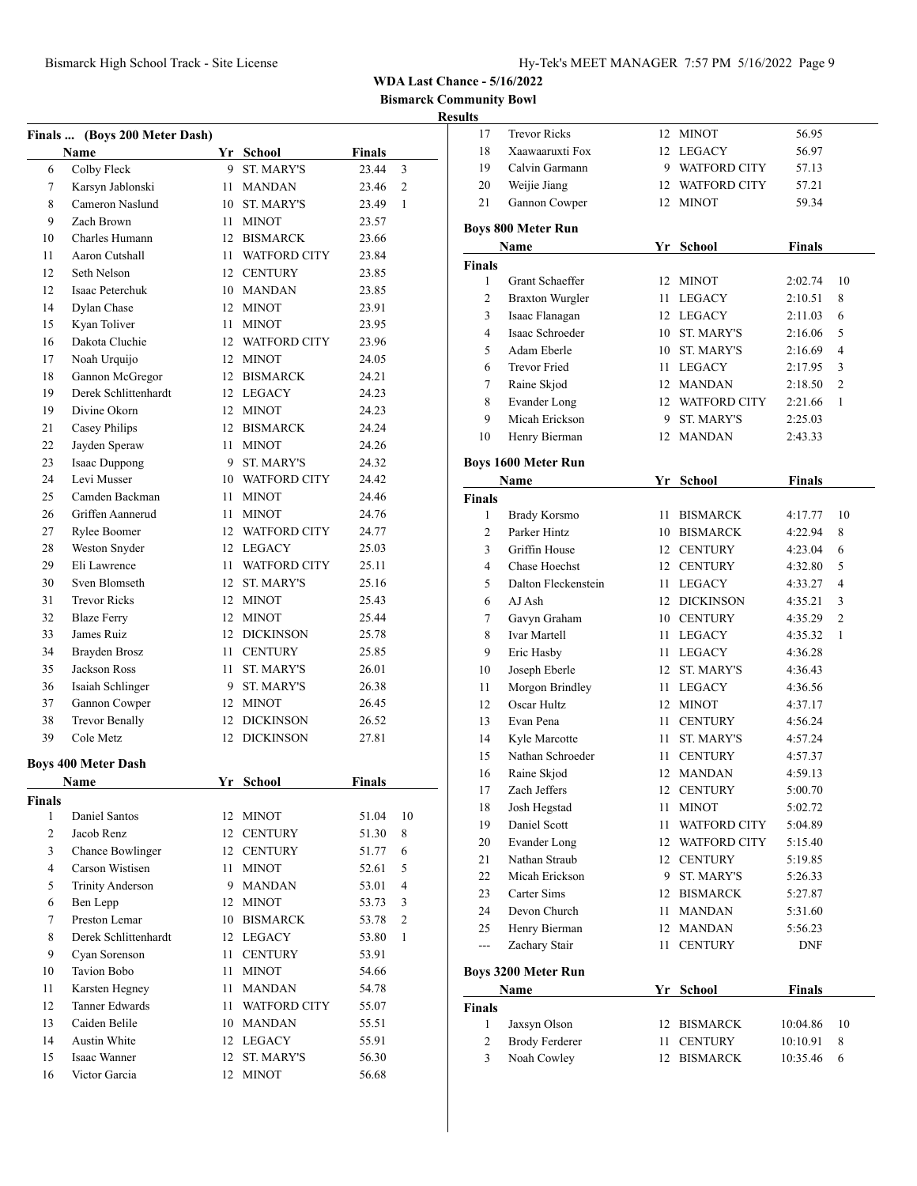**WDA Last Chance - 5/16/2022**

**Bismarck Community Bowl**

**Results**

**Finals ... (Boys 200 Meter Dash)**

| | Name | Yr | School | Finals | |
|---|---|---|---|---|---|
| 6 | Colby Fleck | 9 | ST. MARY'S | 23.44 | 3 |
| 7 | Karsyn Jablonski | 11 | MANDAN | 23.46 | 2 |
| 8 | Cameron Naslund | 10 | ST. MARY'S | 23.49 | 1 |
| 9 | Zach Brown | 11 | MINOT | 23.57 | |
| 10 | Charles Humann | 12 | BISMARCK | 23.66 | |
| 11 | Aaron Cutshall | 11 | WATFORD CITY | 23.84 | |
| 12 | Seth Nelson | 12 | CENTURY | 23.85 | |
| 12 | Isaac Peterchuk | 10 | MANDAN | 23.85 | |
| 14 | Dylan Chase | 12 | MINOT | 23.91 | |
| 15 | Kyan Toliver | 11 | MINOT | 23.95 | |
| 16 | Dakota Cluchie | 12 | WATFORD CITY | 23.96 | |
| 17 | Noah Urquijo | 12 | MINOT | 24.05 | |
| 18 | Gannon McGregor | 12 | BISMARCK | 24.21 | |
| 19 | Derek Schlittenhardt | 12 | LEGACY | 24.23 | |
| 19 | Divine Okorn | 12 | MINOT | 24.23 | |
| 21 | Casey Philips | 12 | BISMARCK | 24.24 | |
| 22 | Jayden Speraw | 11 | MINOT | 24.26 | |
| 23 | Isaac Duppong | 9 | ST. MARY'S | 24.32 | |
| 24 | Levi Musser | 10 | WATFORD CITY | 24.42 | |
| 25 | Camden Backman | 11 | MINOT | 24.46 | |
| 26 | Griffen Aannerud | 11 | MINOT | 24.76 | |
| 27 | Rylee Boomer | 12 | WATFORD CITY | 24.77 | |
| 28 | Weston Snyder | 12 | LEGACY | 25.03 | |
| 29 | Eli Lawrence | 11 | WATFORD CITY | 25.11 | |
| 30 | Sven Blomseth | 12 | ST. MARY'S | 25.16 | |
| 31 | Trevor Ricks | 12 | MINOT | 25.43 | |
| 32 | Blaze Ferry | 12 | MINOT | 25.44 | |
| 33 | James Ruiz | 12 | DICKINSON | 25.78 | |
| 34 | Brayden Brosz | 11 | CENTURY | 25.85 | |
| 35 | Jackson Ross | 11 | ST. MARY'S | 26.01 | |
| 36 | Isaiah Schlinger | 9 | ST. MARY'S | 26.38 | |
| 37 | Gannon Cowper | 12 | MINOT | 26.45 | |
| 38 | Trevor Benally | 12 | DICKINSON | 26.52 | |
| 39 | Cole Metz | 12 | DICKINSON | 27.81 | |

**Boys 400 Meter Dash**

| | Name | Yr | School | Finals | |
|---|---|---|---|---|---|
| **Finals** | | | | | |
| 1 | Daniel Santos | 12 | MINOT | 51.04 | 10 |
| 2 | Jacob Renz | 12 | CENTURY | 51.30 | 8 |
| 3 | Chance Bowlinger | 12 | CENTURY | 51.77 | 6 |
| 4 | Carson Wistisen | 11 | MINOT | 52.61 | 5 |
| 5 | Trinity Anderson | 9 | MANDAN | 53.01 | 4 |
| 6 | Ben Lepp | 12 | MINOT | 53.73 | 3 |
| 7 | Preston Lemar | 10 | BISMARCK | 53.78 | 2 |
| 8 | Derek Schlittenhardt | 12 | LEGACY | 53.80 | 1 |
| 9 | Cyan Sorenson | 11 | CENTURY | 53.91 | |
| 10 | Tavion Bobo | 11 | MINOT | 54.66 | |
| 11 | Karsten Hegney | 11 | MANDAN | 54.78 | |
| 12 | Tanner Edwards | 11 | WATFORD CITY | 55.07 | |
| 13 | Caiden Belile | 10 | MANDAN | 55.51 | |
| 14 | Austin White | 12 | LEGACY | 55.91 | |
| 15 | Isaac Wanner | 12 | ST. MARY'S | 56.30 | |
| 16 | Victor Garcia | 12 | MINOT | 56.68 | |
| 17 | Trevor Ricks | 12 | MINOT | 56.95 | |
| 18 | Xaawaaruxti Fox | 12 | LEGACY | 56.97 | |
| 19 | Calvin Garmann | 9 | WATFORD CITY | 57.13 | |
| 20 | Weijie Jiang | 12 | WATFORD CITY | 57.21 | |
| 21 | Gannon Cowper | 12 | MINOT | 59.34 | |

**Boys 800 Meter Run**

| | Name | Yr | School | Finals | |
|---|---|---|---|---|---|
| **Finals** | | | | | |
| 1 | Grant Schaeffer | 12 | MINOT | 2:02.74 | 10 |
| 2 | Braxton Wurgler | 11 | LEGACY | 2:10.51 | 8 |
| 3 | Isaac Flanagan | 12 | LEGACY | 2:11.03 | 6 |
| 4 | Isaac Schroeder | 10 | ST. MARY'S | 2:16.06 | 5 |
| 5 | Adam Eberle | 10 | ST. MARY'S | 2:16.69 | 4 |
| 6 | Trevor Fried | 11 | LEGACY | 2:17.95 | 3 |
| 7 | Raine Skjod | 12 | MANDAN | 2:18.50 | 2 |
| 8 | Evander Long | 12 | WATFORD CITY | 2:21.66 | 1 |
| 9 | Micah Erickson | 9 | ST. MARY'S | 2:25.03 | |
| 10 | Henry Bierman | 12 | MANDAN | 2:43.33 | |

**Boys 1600 Meter Run**

| | Name | Yr | School | Finals | |
|---|---|---|---|---|---|
| **Finals** | | | | | |
| 1 | Brady Korsmo | 11 | BISMARCK | 4:17.77 | 10 |
| 2 | Parker Hintz | 10 | BISMARCK | 4:22.94 | 8 |
| 3 | Griffin House | 12 | CENTURY | 4:23.04 | 6 |
| 4 | Chase Hoechst | 12 | CENTURY | 4:32.80 | 5 |
| 5 | Dalton Fleckenstein | 11 | LEGACY | 4:33.27 | 4 |
| 6 | AJ Ash | 12 | DICKINSON | 4:35.21 | 3 |
| 7 | Gavyn Graham | 10 | CENTURY | 4:35.29 | 2 |
| 8 | Ivar Martell | 11 | LEGACY | 4:35.32 | 1 |
| 9 | Eric Hasby | 11 | LEGACY | 4:36.28 | |
| 10 | Joseph Eberle | 12 | ST. MARY'S | 4:36.43 | |
| 11 | Morgon Brindley | 11 | LEGACY | 4:36.56 | |
| 12 | Oscar Hultz | 12 | MINOT | 4:37.17 | |
| 13 | Evan Pena | 11 | CENTURY | 4:56.24 | |
| 14 | Kyle Marcotte | 11 | ST. MARY'S | 4:57.24 | |
| 15 | Nathan Schroeder | 11 | CENTURY | 4:57.37 | |
| 16 | Raine Skjod | 12 | MANDAN | 4:59.13 | |
| 17 | Zach Jeffers | 12 | CENTURY | 5:00.70 | |
| 18 | Josh Hegstad | 11 | MINOT | 5:02.72 | |
| 19 | Daniel Scott | 11 | WATFORD CITY | 5:04.89 | |
| 20 | Evander Long | 12 | WATFORD CITY | 5:15.40 | |
| 21 | Nathan Straub | 12 | CENTURY | 5:19.85 | |
| 22 | Micah Erickson | 9 | ST. MARY'S | 5:26.33 | |
| 23 | Carter Sims | 12 | BISMARCK | 5:27.87 | |
| 24 | Devon Church | 11 | MANDAN | 5:31.60 | |
| 25 | Henry Bierman | 12 | MANDAN | 5:56.23 | |
| --- | Zachary Stair | 11 | CENTURY | DNF | |

**Boys 3200 Meter Run**

| | Name | Yr | School | Finals | |
|---|---|---|---|---|---|
| **Finals** | | | | | |
| 1 | Jaxsyn Olson | 12 | BISMARCK | 10:04.86 | 10 |
| 2 | Brody Ferderer | 11 | CENTURY | 10:10.91 | 8 |
| 3 | Noah Cowley | 12 | BISMARCK | 10:35.46 | 6 |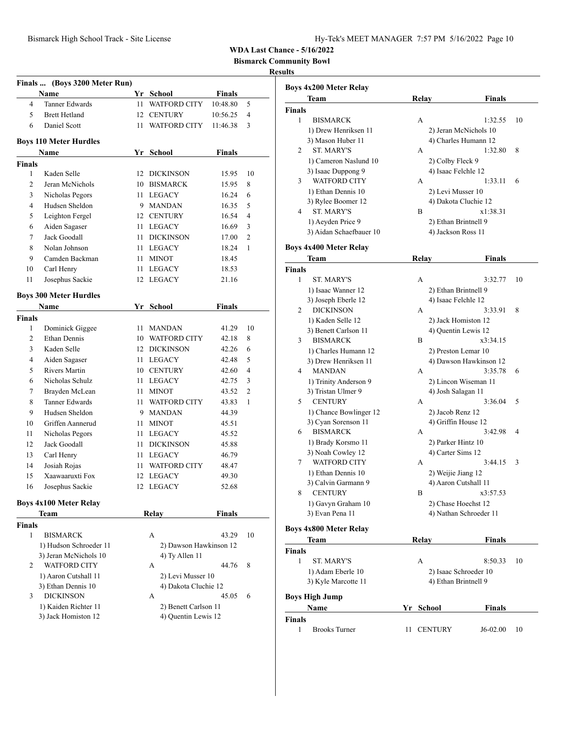**WDA Last Chance - 5/16/2022**

**Bismarck Community Bowl**

**Results**

### Finals ... (Boys 3200 Meter Run)

| | Name | Yr | School | Finals | |
|---|---|---|---|---|---|
| 4 | Tanner Edwards | 11 | WATFORD CITY | 10:48.80 | 5 |
| 5 | Brett Hetland | 12 | CENTURY | 10:56.25 | 4 |
| 6 | Daniel Scott | 11 | WATFORD CITY | 11:46.38 | 3 |

### Boys 110 Meter Hurdles

| | Name | Yr | School | Finals | |
|---|---|---|---|---|---|
| **Finals** | | | | | |
| 1 | Kaden Selle | 12 | DICKINSON | 15.95 | 10 |
| 2 | Jeran McNichols | 10 | BISMARCK | 15.95 | 8 |
| 3 | Nicholas Pegors | 11 | LEGACY | 16.24 | 6 |
| 4 | Hudsen Sheldon | 9 | MANDAN | 16.35 | 5 |
| 5 | Leighton Fergel | 12 | CENTURY | 16.54 | 4 |
| 6 | Aiden Sagaser | 11 | LEGACY | 16.69 | 3 |
| 7 | Jack Goodall | 11 | DICKINSON | 17.00 | 2 |
| 8 | Nolan Johnson | 11 | LEGACY | 18.24 | 1 |
| 9 | Camden Backman | 11 | MINOT | 18.45 | |
| 10 | Carl Henry | 11 | LEGACY | 18.53 | |
| 11 | Josephus Sackie | 12 | LEGACY | 21.16 | |

### Boys 300 Meter Hurdles

| | Name | Yr | School | Finals | |
|---|---|---|---|---|---|
| **Finals** | | | | | |
| 1 | Dominick Giggee | 11 | MANDAN | 41.29 | 10 |
| 2 | Ethan Dennis | 10 | WATFORD CITY | 42.18 | 8 |
| 3 | Kaden Selle | 12 | DICKINSON | 42.26 | 6 |
| 4 | Aiden Sagaser | 11 | LEGACY | 42.48 | 5 |
| 5 | Rivers Martin | 10 | CENTURY | 42.60 | 4 |
| 6 | Nicholas Schulz | 11 | LEGACY | 42.75 | 3 |
| 7 | Brayden McLean | 11 | MINOT | 43.52 | 2 |
| 8 | Tanner Edwards | 11 | WATFORD CITY | 43.83 | 1 |
| 9 | Hudsen Sheldon | 9 | MANDAN | 44.39 | |
| 10 | Griffen Aannerud | 11 | MINOT | 45.51 | |
| 11 | Nicholas Pegors | 11 | LEGACY | 45.52 | |
| 12 | Jack Goodall | 11 | DICKINSON | 45.88 | |
| 13 | Carl Henry | 11 | LEGACY | 46.79 | |
| 14 | Josiah Rojas | 11 | WATFORD CITY | 48.47 | |
| 15 | Xaawaaruxti Fox | 12 | LEGACY | 49.30 | |
| 16 | Josephus Sackie | 12 | LEGACY | 52.68 | |

### Boys 4x100 Meter Relay

| | Team | Relay | Finals | |
|---|---|---|---|---|
| **Finals** | | | | |
| 1 | BISMARCK | A | 43.29 | 10 |
| | 1) Hudson Schroeder 11 | 2) Dawson Hawkinson 12 | | |
| | 3) Jeran McNichols 10 | 4) Ty Allen 11 | | |
| 2 | WATFORD CITY | A | 44.76 | 8 |
| | 1) Aaron Cutshall 11 | 2) Levi Musser 10 | | |
| | 3) Ethan Dennis 10 | 4) Dakota Cluchie 12 | | |
| 3 | DICKINSON | A | 45.05 | 6 |
| | 1) Kaiden Richter 11 | 2) Benett Carlson 11 | | |
| | 3) Jack Homiston 12 | 4) Quentin Lewis 12 | | |

### Boys 4x200 Meter Relay

| | Team | Relay | Finals | |
|---|---|---|---|---|
| **Finals** | | | | |
| 1 | BISMARCK | A | 1:32.55 | 10 |
| | 1) Drew Henriksen 11 | 2) Jeran McNichols 10 | | |
| | 3) Mason Huber 11 | 4) Charles Humann 12 | | |
| 2 | ST. MARY'S | A | 1:32.80 | 8 |
| | 1) Cameron Naslund 10 | 2) Colby Fleck 9 | | |
| | 3) Isaac Duppong 9 | 4) Isaac Felchle 12 | | |
| 3 | WATFORD CITY | A | 1:33.11 | 6 |
| | 1) Ethan Dennis 10 | 2) Levi Musser 10 | | |
| | 3) Rylee Boomer 12 | 4) Dakota Cluchie 12 | | |
| 4 | ST. MARY'S | B | x1:38.31 | |
| | 1) Aeyden Price 9 | 2) Ethan Brintnell 9 | | |
| | 3) Aidan Schaefbauer 10 | 4) Jackson Ross 11 | | |

### Boys 4x400 Meter Relay

| | Team | Relay | Finals | |
|---|---|---|---|---|
| **Finals** | | | | |
| 1 | ST. MARY'S | A | 3:32.77 | 10 |
| | 1) Isaac Wanner 12 | 2) Ethan Brintnell 9 | | |
| | 3) Joseph Eberle 12 | 4) Isaac Felchle 12 | | |
| 2 | DICKINSON | A | 3:33.91 | 8 |
| | 1) Kaden Selle 12 | 2) Jack Homiston 12 | | |
| | 3) Benett Carlson 11 | 4) Quentin Lewis 12 | | |
| 3 | BISMARCK | B | x3:34.15 | |
| | 1) Charles Humann 12 | 2) Preston Lemar 10 | | |
| | 3) Drew Henriksen 11 | 4) Dawson Hawkinson 12 | | |
| 4 | MANDAN | A | 3:35.78 | 6 |
| | 1) Trinity Anderson 9 | 2) Lincon Wiseman 11 | | |
| | 3) Tristan Ulmer 9 | 4) Josh Salagan 11 | | |
| 5 | CENTURY | A | 3:36.04 | 5 |
| | 1) Chance Bowlinger 12 | 2) Jacob Renz 12 | | |
| | 3) Cyan Sorenson 11 | 4) Griffin House 12 | | |
| 6 | BISMARCK | A | 3:42.98 | 4 |
| | 1) Brady Korsmo 11 | 2) Parker Hintz 10 | | |
| | 3) Noah Cowley 12 | 4) Carter Sims 12 | | |
| 7 | WATFORD CITY | A | 3:44.15 | 3 |
| | 1) Ethan Dennis 10 | 2) Weijie Jiang 12 | | |
| | 3) Calvin Garmann 9 | 4) Aaron Cutshall 11 | | |
| 8 | CENTURY | B | x3:57.53 | |
| | 1) Gavyn Graham 10 | 2) Chase Hoechst 12 | | |
| | 3) Evan Pena 11 | 4) Nathan Schroeder 11 | | |

### Boys 4x800 Meter Relay

| | Team | Relay | Finals | |
|---|---|---|---|---|
| **Finals** | | | | |
| 1 | ST. MARY'S | A | 8:50.33 | 10 |
| | 1) Adam Eberle 10 | 2) Isaac Schroeder 10 | | |
| | 3) Kyle Marcotte 11 | 4) Ethan Brintnell 9 | | |

### Boys High Jump

| | Name | Yr | School | Finals | |
|---|---|---|---|---|---|
| **Finals** | | | | | |
| 1 | Brooks Turner | 11 | CENTURY | J6-02.00 | 10 |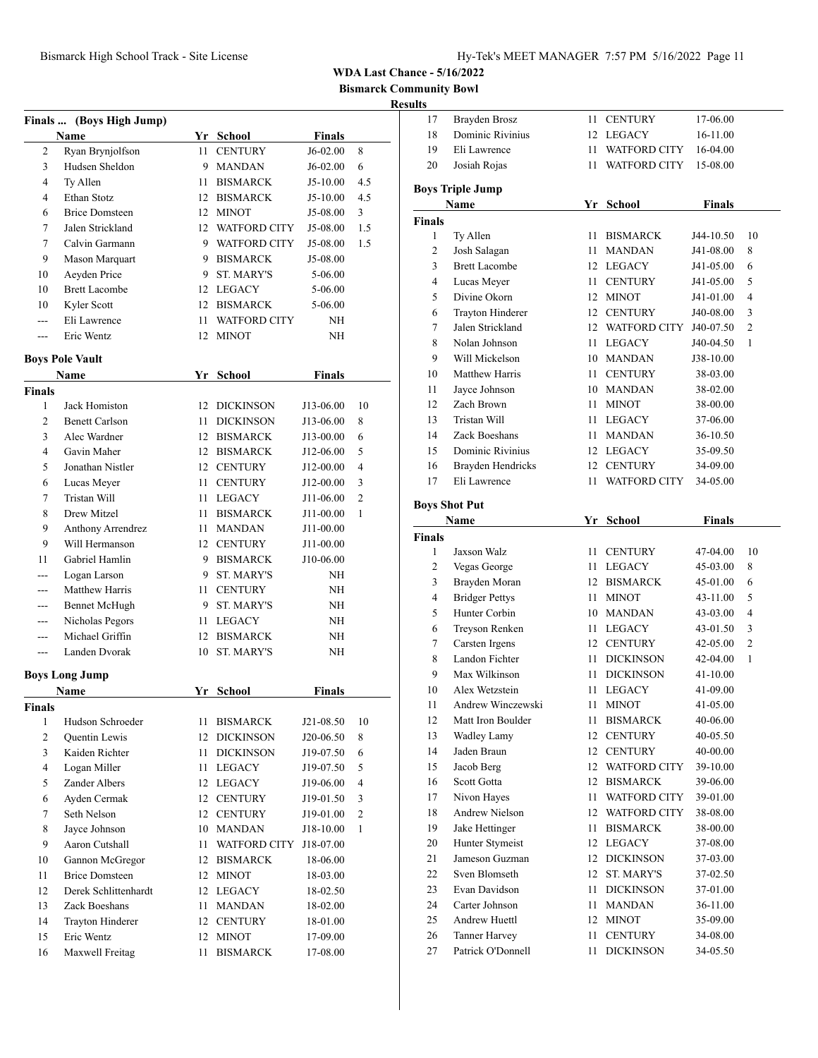**WDA Last Chance - 5/16/2022**

**Bismarck Community Bowl**

**Results**

### Finals ... (Boys High Jump)

| | Name | Yr | School | Finals | |
|---|---|---|---|---|---|
| 2 | Ryan Brynjolfson | 11 | CENTURY | J6-02.00 | 8 |
| 3 | Hudsen Sheldon | 9 | MANDAN | J6-02.00 | 6 |
| 4 | Ty Allen | 11 | BISMARCK | J5-10.00 | 4.5 |
| 4 | Ethan Stotz | 12 | BISMARCK | J5-10.00 | 4.5 |
| 6 | Brice Domsteen | 12 | MINOT | J5-08.00 | 3 |
| 7 | Jalen Strickland | 12 | WATFORD CITY | J5-08.00 | 1.5 |
| 7 | Calvin Garmann | 9 | WATFORD CITY | J5-08.00 | 1.5 |
| 9 | Mason Marquart | 9 | BISMARCK | J5-08.00 | |
| 10 | Aeyden Price | 9 | ST. MARY'S | 5-06.00 | |
| 10 | Brett Lacombe | 12 | LEGACY | 5-06.00 | |
| 10 | Kyler Scott | 12 | BISMARCK | 5-06.00 | |
| --- | Eli Lawrence | 11 | WATFORD CITY | NH | |
| --- | Eric Wentz | 12 | MINOT | NH | |

### Boys Pole Vault

| | Name | Yr | School | Finals | |
|---|---|---|---|---|---|
| **Finals** | | | | | |
| 1 | Jack Homiston | 12 | DICKINSON | J13-06.00 | 10 |
| 2 | Benett Carlson | 11 | DICKINSON | J13-06.00 | 8 |
| 3 | Alec Wardner | 12 | BISMARCK | J13-00.00 | 6 |
| 4 | Gavin Maher | 12 | BISMARCK | J12-06.00 | 5 |
| 5 | Jonathan Nistler | 12 | CENTURY | J12-00.00 | 4 |
| 6 | Lucas Meyer | 11 | CENTURY | J12-00.00 | 3 |
| 7 | Tristan Will | 11 | LEGACY | J11-06.00 | 2 |
| 8 | Drew Mitzel | 11 | BISMARCK | J11-00.00 | 1 |
| 9 | Anthony Arrendrez | 11 | MANDAN | J11-00.00 | |
| 9 | Will Hermanson | 12 | CENTURY | J11-00.00 | |
| 11 | Gabriel Hamlin | 9 | BISMARCK | J10-06.00 | |
| --- | Logan Larson | 9 | ST. MARY'S | NH | |
| --- | Matthew Harris | 11 | CENTURY | NH | |
| --- | Bennet McHugh | 9 | ST. MARY'S | NH | |
| --- | Nicholas Pegors | 11 | LEGACY | NH | |
| --- | Michael Griffin | 12 | BISMARCK | NH | |
| --- | Landen Dvorak | 10 | ST. MARY'S | NH | |

### Boys Long Jump

| | Name | Yr | School | Finals | |
|---|---|---|---|---|---|
| **Finals** | | | | | |
| 1 | Hudson Schroeder | 11 | BISMARCK | J21-08.50 | 10 |
| 2 | Quentin Lewis | 12 | DICKINSON | J20-06.50 | 8 |
| 3 | Kaiden Richter | 11 | DICKINSON | J19-07.50 | 6 |
| 4 | Logan Miller | 11 | LEGACY | J19-07.50 | 5 |
| 5 | Zander Albers | 12 | LEGACY | J19-06.00 | 4 |
| 6 | Ayden Cermak | 12 | CENTURY | J19-01.50 | 3 |
| 7 | Seth Nelson | 12 | CENTURY | J19-01.00 | 2 |
| 8 | Jayce Johnson | 10 | MANDAN | J18-10.00 | 1 |
| 9 | Aaron Cutshall | 11 | WATFORD CITY | J18-07.00 | |
| 10 | Gannon McGregor | 12 | BISMARCK | 18-06.00 | |
| 11 | Brice Domsteen | 12 | MINOT | 18-03.00 | |
| 12 | Derek Schlittenhardt | 12 | LEGACY | 18-02.50 | |
| 13 | Zack Boeshans | 11 | MANDAN | 18-02.00 | |
| 14 | Trayton Hinderer | 12 | CENTURY | 18-01.00 | |
| 15 | Eric Wentz | 12 | MINOT | 17-09.00 | |
| 16 | Maxwell Freitag | 11 | BISMARCK | 17-08.00 | |
| 17 | Brayden Brosz | 11 | CENTURY | 17-06.00 | |
| 18 | Dominic Rivinius | 12 | LEGACY | 16-11.00 | |
| 19 | Eli Lawrence | 11 | WATFORD CITY | 16-04.00 | |
| 20 | Josiah Rojas | 11 | WATFORD CITY | 15-08.00 | |

### Boys Triple Jump

| | Name | Yr | School | Finals | |
|---|---|---|---|---|---|
| **Finals** | | | | | |
| 1 | Ty Allen | 11 | BISMARCK | J44-10.50 | 10 |
| 2 | Josh Salagan | 11 | MANDAN | J41-08.00 | 8 |
| 3 | Brett Lacombe | 12 | LEGACY | J41-05.00 | 6 |
| 4 | Lucas Meyer | 11 | CENTURY | J41-05.00 | 5 |
| 5 | Divine Okorn | 12 | MINOT | J41-01.00 | 4 |
| 6 | Trayton Hinderer | 12 | CENTURY | J40-08.00 | 3 |
| 7 | Jalen Strickland | 12 | WATFORD CITY | J40-07.50 | 2 |
| 8 | Nolan Johnson | 11 | LEGACY | J40-04.50 | 1 |
| 9 | Will Mickelson | 10 | MANDAN | J38-10.00 | |
| 10 | Matthew Harris | 11 | CENTURY | 38-03.00 | |
| 11 | Jayce Johnson | 10 | MANDAN | 38-02.00 | |
| 12 | Zach Brown | 11 | MINOT | 38-00.00 | |
| 13 | Tristan Will | 11 | LEGACY | 37-06.00 | |
| 14 | Zack Boeshans | 11 | MANDAN | 36-10.50 | |
| 15 | Dominic Rivinius | 12 | LEGACY | 35-09.50 | |
| 16 | Brayden Hendricks | 12 | CENTURY | 34-09.00 | |
| 17 | Eli Lawrence | 11 | WATFORD CITY | 34-05.00 | |

### Boys Shot Put

| | Name | Yr | School | Finals | |
|---|---|---|---|---|---|
| **Finals** | | | | | |
| 1 | Jaxson Walz | 11 | CENTURY | 47-04.00 | 10 |
| 2 | Vegas George | 11 | LEGACY | 45-03.00 | 8 |
| 3 | Brayden Moran | 12 | BISMARCK | 45-01.00 | 6 |
| 4 | Bridger Pettys | 11 | MINOT | 43-11.00 | 5 |
| 5 | Hunter Corbin | 10 | MANDAN | 43-03.00 | 4 |
| 6 | Treyson Renken | 11 | LEGACY | 43-01.50 | 3 |
| 7 | Carsten Irgens | 12 | CENTURY | 42-05.00 | 2 |
| 8 | Landon Fichter | 11 | DICKINSON | 42-04.00 | 1 |
| 9 | Max Wilkinson | 11 | DICKINSON | 41-10.00 | |
| 10 | Alex Wetzstein | 11 | LEGACY | 41-09.00 | |
| 11 | Andrew Winczewski | 11 | MINOT | 41-05.00 | |
| 12 | Matt Iron Boulder | 11 | BISMARCK | 40-06.00 | |
| 13 | Wadley Lamy | 12 | CENTURY | 40-05.50 | |
| 14 | Jaden Braun | 12 | CENTURY | 40-00.00 | |
| 15 | Jacob Berg | 12 | WATFORD CITY | 39-10.00 | |
| 16 | Scott Gotta | 12 | BISMARCK | 39-06.00 | |
| 17 | Nivon Hayes | 11 | WATFORD CITY | 39-01.00 | |
| 18 | Andrew Nielson | 12 | WATFORD CITY | 38-08.00 | |
| 19 | Jake Hettinger | 11 | BISMARCK | 38-00.00 | |
| 20 | Hunter Stymeist | 12 | LEGACY | 37-08.00 | |
| 21 | Jameson Guzman | 12 | DICKINSON | 37-03.00 | |
| 22 | Sven Blomseth | 12 | ST. MARY'S | 37-02.50 | |
| 23 | Evan Davidson | 11 | DICKINSON | 37-01.00 | |
| 24 | Carter Johnson | 11 | MANDAN | 36-11.00 | |
| 25 | Andrew Huettl | 12 | MINOT | 35-09.00 | |
| 26 | Tanner Harvey | 11 | CENTURY | 34-08.00 | |
| 27 | Patrick O'Donnell | 11 | DICKINSON | 34-05.50 | |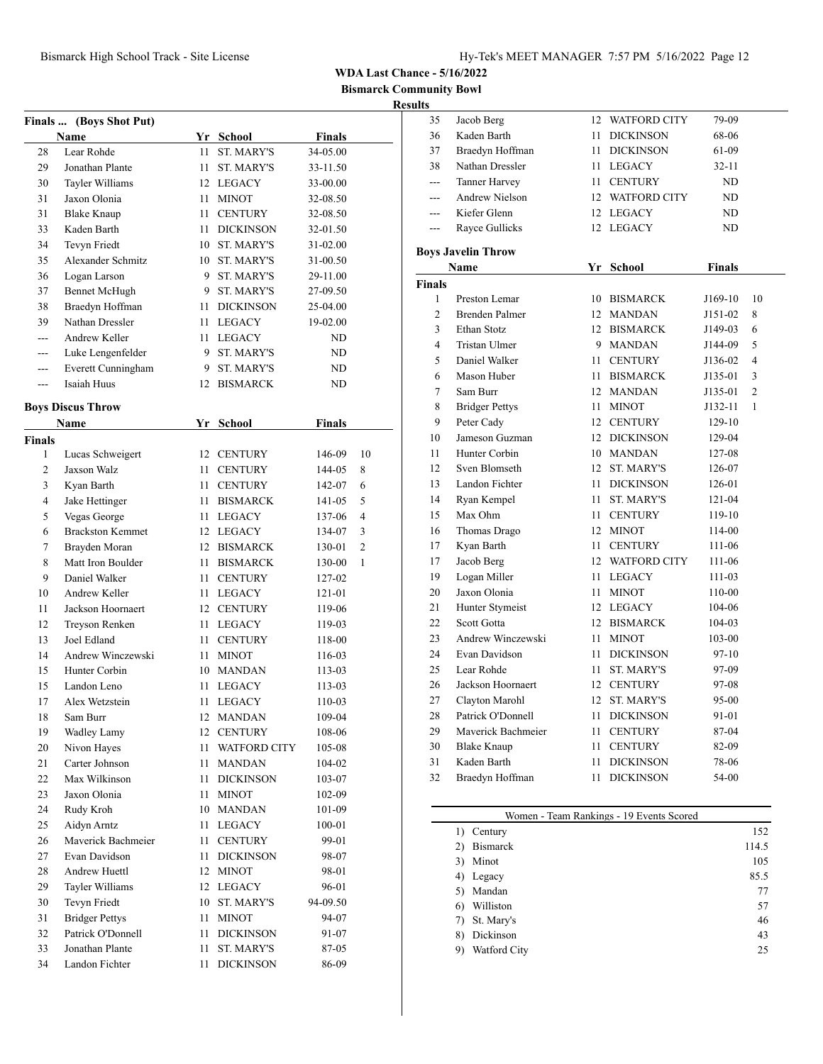**WDA Last Chance - 5/16/2022**

**Bismarck Community Bowl**

**Results**

### Finals ... (Boys Shot Put)

| | Name | Yr | School | Finals |
|---|---|---|---|---|
| 28 | Lear Rohde | 11 | ST. MARY'S | 34-05.00 |
| 29 | Jonathan Plante | 11 | ST. MARY'S | 33-11.50 |
| 30 | Tayler Williams | 12 | LEGACY | 33-00.00 |
| 31 | Jaxon Olonia | 11 | MINOT | 32-08.50 |
| 31 | Blake Knaup | 11 | CENTURY | 32-08.50 |
| 33 | Kaden Barth | 11 | DICKINSON | 32-01.50 |
| 34 | Tevyn Friedt | 10 | ST. MARY'S | 31-02.00 |
| 35 | Alexander Schmitz | 10 | ST. MARY'S | 31-00.50 |
| 36 | Logan Larson | 9 | ST. MARY'S | 29-11.00 |
| 37 | Bennet McHugh | 9 | ST. MARY'S | 27-09.50 |
| 38 | Braedyn Hoffman | 11 | DICKINSON | 25-04.00 |
| 39 | Nathan Dressler | 11 | LEGACY | 19-02.00 |
| --- | Andrew Keller | 11 | LEGACY | ND |
| --- | Luke Lengenfelder | 9 | ST. MARY'S | ND |
| --- | Everett Cunningham | 9 | ST. MARY'S | ND |
| --- | Isaiah Huus | 12 | BISMARCK | ND |

### Boys Discus Throw

| | Name | Yr | School | Finals | |
|---|---|---|---|---|---|
| **Finals** | | | | | |
| 1 | Lucas Schweigert | 12 | CENTURY | 146-09 | 10 |
| 2 | Jaxson Walz | 11 | CENTURY | 144-05 | 8 |
| 3 | Kyan Barth | 11 | CENTURY | 142-07 | 6 |
| 4 | Jake Hettinger | 11 | BISMARCK | 141-05 | 5 |
| 5 | Vegas George | 11 | LEGACY | 137-06 | 4 |
| 6 | Brackston Kemmet | 12 | LEGACY | 134-07 | 3 |
| 7 | Brayden Moran | 12 | BISMARCK | 130-01 | 2 |
| 8 | Matt Iron Boulder | 11 | BISMARCK | 130-00 | 1 |
| 9 | Daniel Walker | 11 | CENTURY | 127-02 | |
| 10 | Andrew Keller | 11 | LEGACY | 121-01 | |
| 11 | Jackson Hoornaert | 12 | CENTURY | 119-06 | |
| 12 | Treyson Renken | 11 | LEGACY | 119-03 | |
| 13 | Joel Edland | 11 | CENTURY | 118-00 | |
| 14 | Andrew Winczewski | 11 | MINOT | 116-03 | |
| 15 | Hunter Corbin | 10 | MANDAN | 113-03 | |
| 15 | Landon Leno | 11 | LEGACY | 113-03 | |
| 17 | Alex Wetzstein | 11 | LEGACY | 110-03 | |
| 18 | Sam Burr | 12 | MANDAN | 109-04 | |
| 19 | Wadley Lamy | 12 | CENTURY | 108-06 | |
| 20 | Nivon Hayes | 11 | WATFORD CITY | 105-08 | |
| 21 | Carter Johnson | 11 | MANDAN | 104-02 | |
| 22 | Max Wilkinson | 11 | DICKINSON | 103-07 | |
| 23 | Jaxon Olonia | 11 | MINOT | 102-09 | |
| 24 | Rudy Kroh | 10 | MANDAN | 101-09 | |
| 25 | Aidyn Arntz | 11 | LEGACY | 100-01 | |
| 26 | Maverick Bachmeier | 11 | CENTURY | 99-01 | |
| 27 | Evan Davidson | 11 | DICKINSON | 98-07 | |
| 28 | Andrew Huettl | 12 | MINOT | 98-01 | |
| 29 | Tayler Williams | 12 | LEGACY | 96-01 | |
| 30 | Tevyn Friedt | 10 | ST. MARY'S | 94-09.50 | |
| 31 | Bridger Pettys | 11 | MINOT | 94-07 | |
| 32 | Patrick O'Donnell | 11 | DICKINSON | 91-07 | |
| 33 | Jonathan Plante | 11 | ST. MARY'S | 87-05 | |
| 34 | Landon Fichter | 11 | DICKINSON | 86-09 | |
| 35 | Jacob Berg | 12 | WATFORD CITY | 79-09 | |
| 36 | Kaden Barth | 11 | DICKINSON | 68-06 | |
| 37 | Braedyn Hoffman | 11 | DICKINSON | 61-09 | |
| 38 | Nathan Dressler | 11 | LEGACY | 32-11 | |
| --- | Tanner Harvey | 11 | CENTURY | ND | |
| --- | Andrew Nielson | 12 | WATFORD CITY | ND | |
| --- | Kiefer Glenn | 12 | LEGACY | ND | |
| --- | Rayce Gullicks | 12 | LEGACY | ND | |

### Boys Javelin Throw

| | Name | Yr | School | Finals | |
|---|---|---|---|---|---|
| **Finals** | | | | | |
| 1 | Preston Lemar | 10 | BISMARCK | J169-10 | 10 |
| 2 | Brenden Palmer | 12 | MANDAN | J151-02 | 8 |
| 3 | Ethan Stotz | 12 | BISMARCK | J149-03 | 6 |
| 4 | Tristan Ulmer | 9 | MANDAN | J144-09 | 5 |
| 5 | Daniel Walker | 11 | CENTURY | J136-02 | 4 |
| 6 | Mason Huber | 11 | BISMARCK | J135-01 | 3 |
| 7 | Sam Burr | 12 | MANDAN | J135-01 | 2 |
| 8 | Bridger Pettys | 11 | MINOT | J132-11 | 1 |
| 9 | Peter Cady | 12 | CENTURY | 129-10 | |
| 10 | Jameson Guzman | 12 | DICKINSON | 129-04 | |
| 11 | Hunter Corbin | 10 | MANDAN | 127-08 | |
| 12 | Sven Blomseth | 12 | ST. MARY'S | 126-07 | |
| 13 | Landon Fichter | 11 | DICKINSON | 126-01 | |
| 14 | Ryan Kempel | 11 | ST. MARY'S | 121-04 | |
| 15 | Max Ohm | 11 | CENTURY | 119-10 | |
| 16 | Thomas Drago | 12 | MINOT | 114-00 | |
| 17 | Kyan Barth | 11 | CENTURY | 111-06 | |
| 17 | Jacob Berg | 12 | WATFORD CITY | 111-06 | |
| 19 | Logan Miller | 11 | LEGACY | 111-03 | |
| 20 | Jaxon Olonia | 11 | MINOT | 110-00 | |
| 21 | Hunter Stymeist | 12 | LEGACY | 104-06 | |
| 22 | Scott Gotta | 12 | BISMARCK | 104-03 | |
| 23 | Andrew Winczewski | 11 | MINOT | 103-00 | |
| 24 | Evan Davidson | 11 | DICKINSON | 97-10 | |
| 25 | Lear Rohde | 11 | ST. MARY'S | 97-09 | |
| 26 | Jackson Hoornaert | 12 | CENTURY | 97-08 | |
| 27 | Clayton Marohl | 12 | ST. MARY'S | 95-00 | |
| 28 | Patrick O'Donnell | 11 | DICKINSON | 91-01 | |
| 29 | Maverick Bachmeier | 11 | CENTURY | 87-04 | |
| 30 | Blake Knaup | 11 | CENTURY | 82-09 | |
| 31 | Kaden Barth | 11 | DICKINSON | 78-06 | |
| 32 | Braedyn Hoffman | 11 | DICKINSON | 54-00 | |

### Women - Team Rankings - 19 Events Scored

| | Team | Points |
|---|---|---|
| 1) | Century | 152 |
| 2) | Bismarck | 114.5 |
| 3) | Minot | 105 |
| 4) | Legacy | 85.5 |
| 5) | Mandan | 77 |
| 6) | Williston | 57 |
| 7) | St. Mary's | 46 |
| 8) | Dickinson | 43 |
| 9) | Watford City | 25 |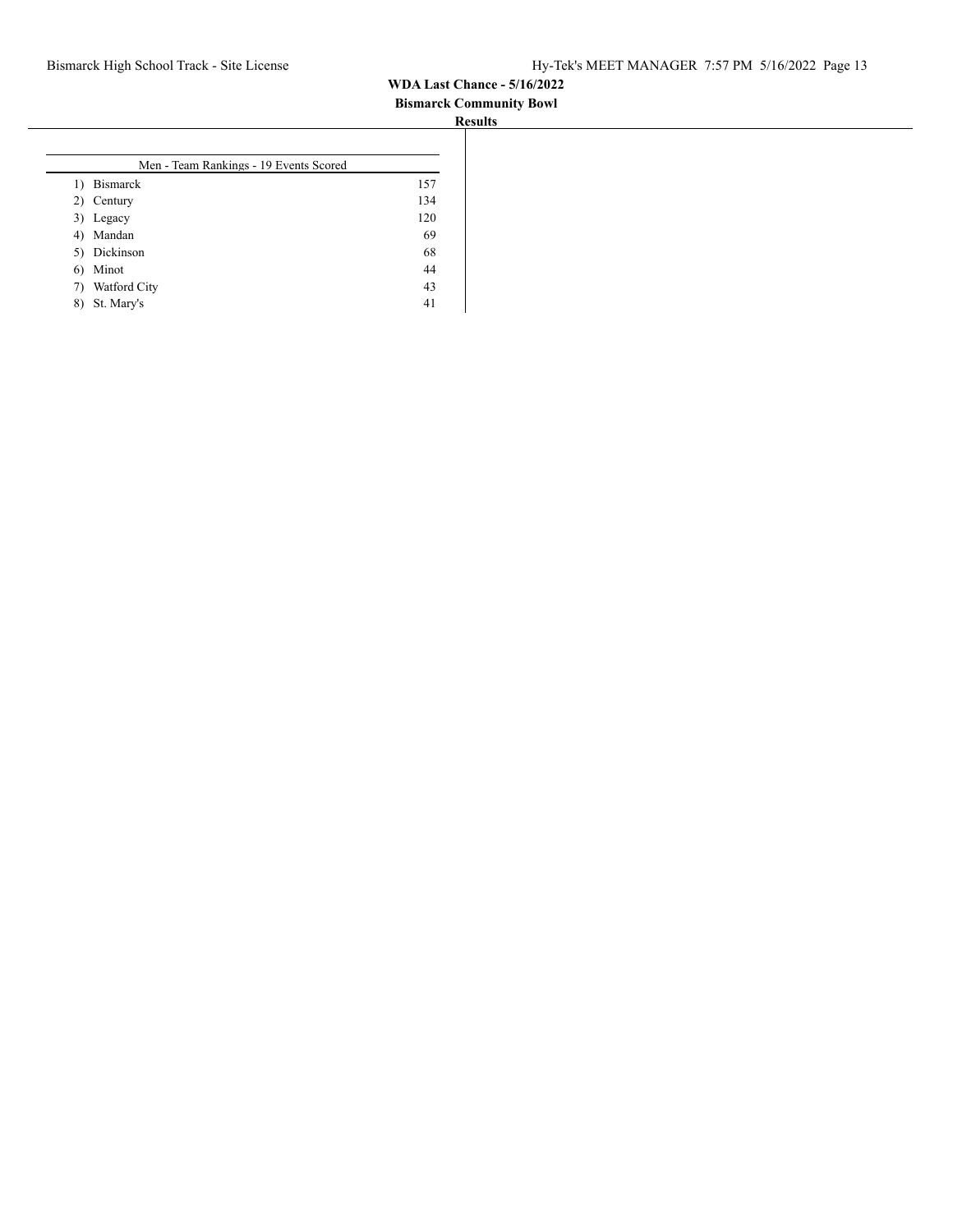# WDA Last Chance - 5/16/2022

## Bismarck Community Bowl

### Results

Men - Team Rankings - 19 Events Scored

| | | |
|---|---|---|
| 1) | Bismarck | 157 |
| 2) | Century | 134 |
| 3) | Legacy | 120 |
| 4) | Mandan | 69 |
| 5) | Dickinson | 68 |
| 6) | Minot | 44 |
| 7) | Watford City | 43 |
| 8) | St. Mary's | 41 |